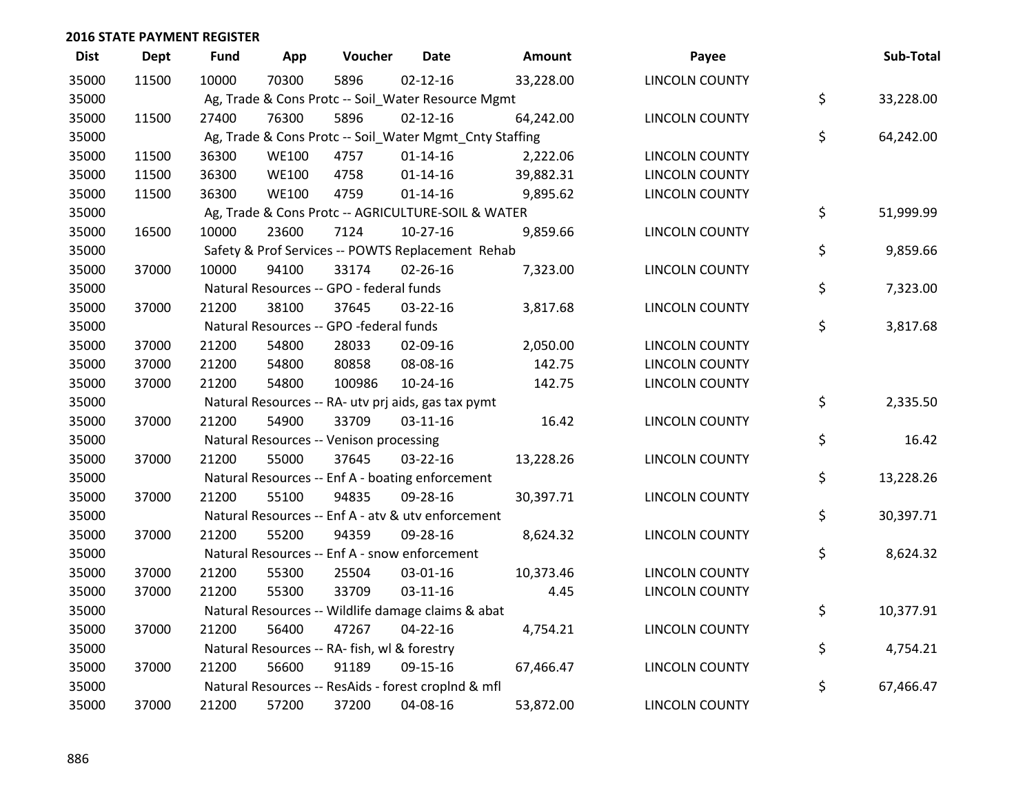## 2016 STATE PAYMENT REGISTER

| Dist | Dept | Fund | App | Voucher | Date | Amount | Payee | Sub-Total |
|---|---|---|---|---|---|---|---|---|
| 35000 | 11500 | 10000 | 70300 | 5896 | 02-12-16 | 33,228.00 | LINCOLN COUNTY | |
| 35000 | | Ag, Trade & Cons Protc -- Soil_Water Resource Mgmt | | | | | | $ 33,228.00 |
| 35000 | 11500 | 27400 | 76300 | 5896 | 02-12-16 | 64,242.00 | LINCOLN COUNTY | |
| 35000 | | Ag, Trade & Cons Protc -- Soil_Water Mgmt_Cnty Staffing | | | | | | $ 64,242.00 |
| 35000 | 11500 | 36300 | WE100 | 4757 | 01-14-16 | 2,222.06 | LINCOLN COUNTY | |
| 35000 | 11500 | 36300 | WE100 | 4758 | 01-14-16 | 39,882.31 | LINCOLN COUNTY | |
| 35000 | 11500 | 36300 | WE100 | 4759 | 01-14-16 | 9,895.62 | LINCOLN COUNTY | |
| 35000 | | Ag, Trade & Cons Protc -- AGRICULTURE-SOIL & WATER | | | | | | $ 51,999.99 |
| 35000 | 16500 | 10000 | 23600 | 7124 | 10-27-16 | 9,859.66 | LINCOLN COUNTY | |
| 35000 | | Safety & Prof Services -- POWTS Replacement Rehab | | | | | | $ 9,859.66 |
| 35000 | 37000 | 10000 | 94100 | 33174 | 02-26-16 | 7,323.00 | LINCOLN COUNTY | |
| 35000 | | Natural Resources -- GPO - federal funds | | | | | | $ 7,323.00 |
| 35000 | 37000 | 21200 | 38100 | 37645 | 03-22-16 | 3,817.68 | LINCOLN COUNTY | |
| 35000 | | Natural Resources -- GPO -federal funds | | | | | | $ 3,817.68 |
| 35000 | 37000 | 21200 | 54800 | 28033 | 02-09-16 | 2,050.00 | LINCOLN COUNTY | |
| 35000 | 37000 | 21200 | 54800 | 80858 | 08-08-16 | 142.75 | LINCOLN COUNTY | |
| 35000 | 37000 | 21200 | 54800 | 100986 | 10-24-16 | 142.75 | LINCOLN COUNTY | |
| 35000 | | Natural Resources -- RA- utv prj aids, gas tax pymt | | | | | | $ 2,335.50 |
| 35000 | 37000 | 21200 | 54900 | 33709 | 03-11-16 | 16.42 | LINCOLN COUNTY | |
| 35000 | | Natural Resources -- Venison processing | | | | | | $ 16.42 |
| 35000 | 37000 | 21200 | 55000 | 37645 | 03-22-16 | 13,228.26 | LINCOLN COUNTY | |
| 35000 | | Natural Resources -- Enf A - boating enforcement | | | | | | $ 13,228.26 |
| 35000 | 37000 | 21200 | 55100 | 94835 | 09-28-16 | 30,397.71 | LINCOLN COUNTY | |
| 35000 | | Natural Resources -- Enf A - atv & utv enforcement | | | | | | $ 30,397.71 |
| 35000 | 37000 | 21200 | 55200 | 94359 | 09-28-16 | 8,624.32 | LINCOLN COUNTY | |
| 35000 | | Natural Resources -- Enf A - snow enforcement | | | | | | $ 8,624.32 |
| 35000 | 37000 | 21200 | 55300 | 25504 | 03-01-16 | 10,373.46 | LINCOLN COUNTY | |
| 35000 | 37000 | 21200 | 55300 | 33709 | 03-11-16 | 4.45 | LINCOLN COUNTY | |
| 35000 | | Natural Resources -- Wildlife damage claims & abat | | | | | | $ 10,377.91 |
| 35000 | 37000 | 21200 | 56400 | 47267 | 04-22-16 | 4,754.21 | LINCOLN COUNTY | |
| 35000 | | Natural Resources -- RA- fish, wl & forestry | | | | | | $ 4,754.21 |
| 35000 | 37000 | 21200 | 56600 | 91189 | 09-15-16 | 67,466.47 | LINCOLN COUNTY | |
| 35000 | | Natural Resources -- ResAids - forest croplnd & mfl | | | | | | $ 67,466.47 |
| 35000 | 37000 | 21200 | 57200 | 37200 | 04-08-16 | 53,872.00 | LINCOLN COUNTY | |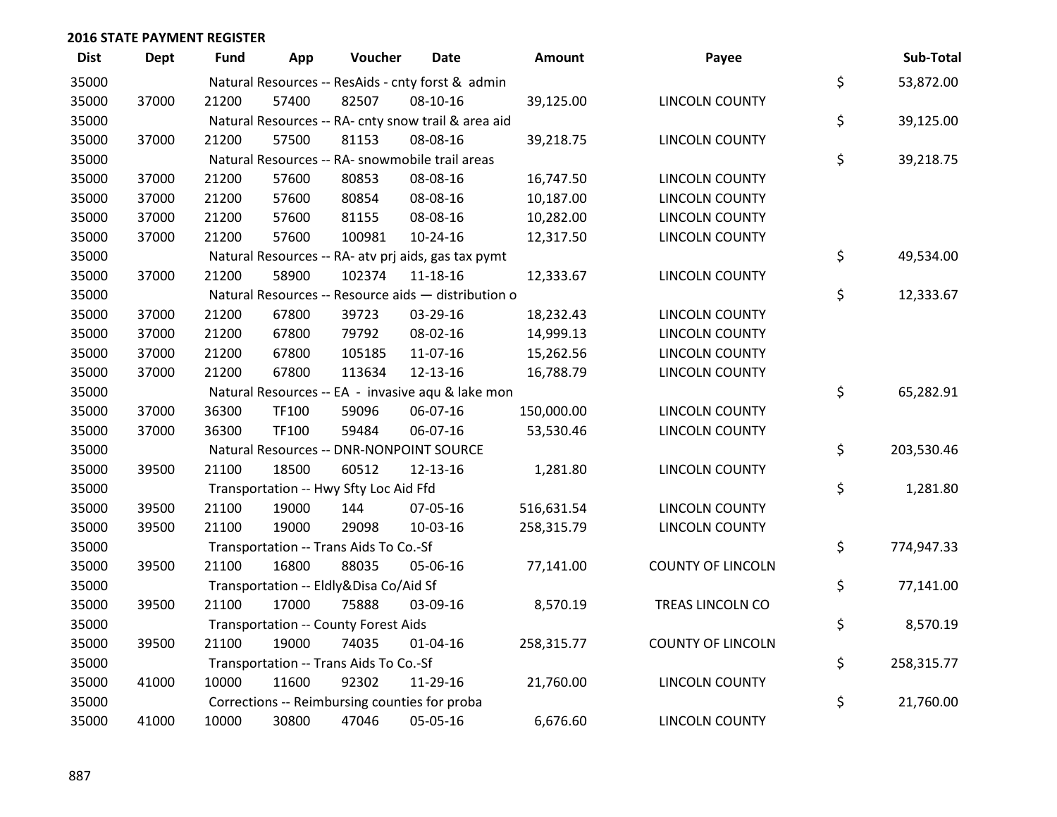## 2016 STATE PAYMENT REGISTER

| Dist | Dept | Fund | App | Voucher | Date | Amount | Payee | Sub-Total |
|---|---|---|---|---|---|---|---|---|
| 35000 | | Natural Resources -- ResAids - cnty forst & admin | | | | | | $ 53,872.00 |
| 35000 | 37000 | 21200 | 57400 | 82507 | 08-10-16 | 39,125.00 | LINCOLN COUNTY | |
| 35000 | | Natural Resources -- RA- cnty snow trail & area aid | | | | | | $ 39,125.00 |
| 35000 | 37000 | 21200 | 57500 | 81153 | 08-08-16 | 39,218.75 | LINCOLN COUNTY | |
| 35000 | | Natural Resources -- RA- snowmobile trail areas | | | | | | $ 39,218.75 |
| 35000 | 37000 | 21200 | 57600 | 80853 | 08-08-16 | 16,747.50 | LINCOLN COUNTY | |
| 35000 | 37000 | 21200 | 57600 | 80854 | 08-08-16 | 10,187.00 | LINCOLN COUNTY | |
| 35000 | 37000 | 21200 | 57600 | 81155 | 08-08-16 | 10,282.00 | LINCOLN COUNTY | |
| 35000 | 37000 | 21200 | 57600 | 100981 | 10-24-16 | 12,317.50 | LINCOLN COUNTY | |
| 35000 | | Natural Resources -- RA- atv prj aids, gas tax pymt | | | | | | $ 49,534.00 |
| 35000 | 37000 | 21200 | 58900 | 102374 | 11-18-16 | 12,333.67 | LINCOLN COUNTY | |
| 35000 | | Natural Resources -- Resource aids — distribution o | | | | | | $ 12,333.67 |
| 35000 | 37000 | 21200 | 67800 | 39723 | 03-29-16 | 18,232.43 | LINCOLN COUNTY | |
| 35000 | 37000 | 21200 | 67800 | 79792 | 08-02-16 | 14,999.13 | LINCOLN COUNTY | |
| 35000 | 37000 | 21200 | 67800 | 105185 | 11-07-16 | 15,262.56 | LINCOLN COUNTY | |
| 35000 | 37000 | 21200 | 67800 | 113634 | 12-13-16 | 16,788.79 | LINCOLN COUNTY | |
| 35000 | | Natural Resources -- EA - invasive aqu & lake mon | | | | | | $ 65,282.91 |
| 35000 | 37000 | 36300 | TF100 | 59096 | 06-07-16 | 150,000.00 | LINCOLN COUNTY | |
| 35000 | 37000 | 36300 | TF100 | 59484 | 06-07-16 | 53,530.46 | LINCOLN COUNTY | |
| 35000 | | Natural Resources -- DNR-NONPOINT SOURCE | | | | | | $ 203,530.46 |
| 35000 | 39500 | 21100 | 18500 | 60512 | 12-13-16 | 1,281.80 | LINCOLN COUNTY | |
| 35000 | | Transportation -- Hwy Sfty Loc Aid Ffd | | | | | | $ 1,281.80 |
| 35000 | 39500 | 21100 | 19000 | 144 | 07-05-16 | 516,631.54 | LINCOLN COUNTY | |
| 35000 | 39500 | 21100 | 19000 | 29098 | 10-03-16 | 258,315.79 | LINCOLN COUNTY | |
| 35000 | | Transportation -- Trans Aids To Co.-Sf | | | | | | $ 774,947.33 |
| 35000 | 39500 | 21100 | 16800 | 88035 | 05-06-16 | 77,141.00 | COUNTY OF LINCOLN | |
| 35000 | | Transportation -- Eldly&Disa Co/Aid Sf | | | | | | $ 77,141.00 |
| 35000 | 39500 | 21100 | 17000 | 75888 | 03-09-16 | 8,570.19 | TREAS LINCOLN CO | |
| 35000 | | Transportation -- County Forest Aids | | | | | | $ 8,570.19 |
| 35000 | 39500 | 21100 | 19000 | 74035 | 01-04-16 | 258,315.77 | COUNTY OF LINCOLN | |
| 35000 | | Transportation -- Trans Aids To Co.-Sf | | | | | | $ 258,315.77 |
| 35000 | 41000 | 10000 | 11600 | 92302 | 11-29-16 | 21,760.00 | LINCOLN COUNTY | |
| 35000 | | Corrections -- Reimbursing counties for proba | | | | | | $ 21,760.00 |
| 35000 | 41000 | 10000 | 30800 | 47046 | 05-05-16 | 6,676.60 | LINCOLN COUNTY | |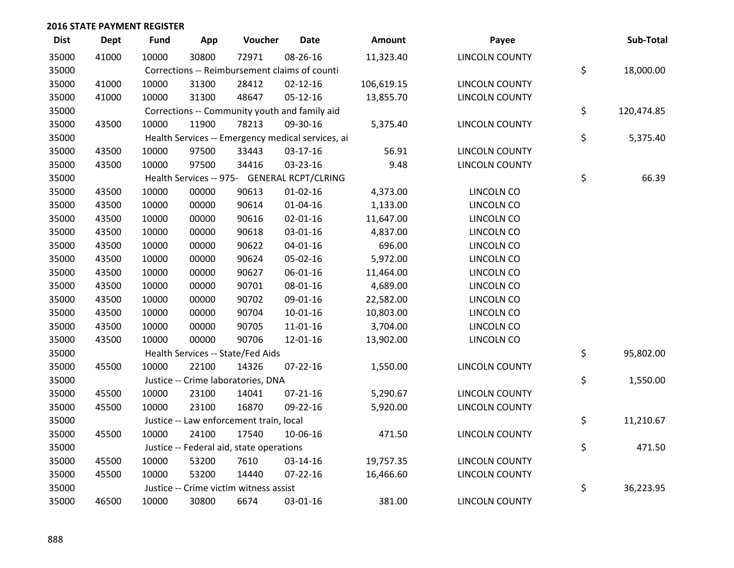## 2016 STATE PAYMENT REGISTER

| Dist | Dept | Fund | App | Voucher | Date | Amount | Payee | Sub-Total |
|---|---|---|---|---|---|---|---|---|
| 35000 | 41000 | 10000 | 30800 | 72971 | 08-26-16 | 11,323.40 | LINCOLN COUNTY | |
| 35000 | | Corrections -- Reimbursement claims of counti | | | | | | $ 18,000.00 |
| 35000 | 41000 | 10000 | 31300 | 28412 | 02-12-16 | 106,619.15 | LINCOLN COUNTY | |
| 35000 | 41000 | 10000 | 31300 | 48647 | 05-12-16 | 13,855.70 | LINCOLN COUNTY | |
| 35000 | | Corrections -- Community youth and family aid | | | | | | $ 120,474.85 |
| 35000 | 43500 | 10000 | 11900 | 78213 | 09-30-16 | 5,375.40 | LINCOLN COUNTY | |
| 35000 | | Health Services -- Emergency medical services, ai | | | | | | $ 5,375.40 |
| 35000 | 43500 | 10000 | 97500 | 33443 | 03-17-16 | 56.91 | LINCOLN COUNTY | |
| 35000 | 43500 | 10000 | 97500 | 34416 | 03-23-16 | 9.48 | LINCOLN COUNTY | |
| 35000 | | Health Services -- 975- GENERAL RCPT/CLRING | | | | | | $ 66.39 |
| 35000 | 43500 | 10000 | 00000 | 90613 | 01-02-16 | 4,373.00 | LINCOLN CO | |
| 35000 | 43500 | 10000 | 00000 | 90614 | 01-04-16 | 1,133.00 | LINCOLN CO | |
| 35000 | 43500 | 10000 | 00000 | 90616 | 02-01-16 | 11,647.00 | LINCOLN CO | |
| 35000 | 43500 | 10000 | 00000 | 90618 | 03-01-16 | 4,837.00 | LINCOLN CO | |
| 35000 | 43500 | 10000 | 00000 | 90622 | 04-01-16 | 696.00 | LINCOLN CO | |
| 35000 | 43500 | 10000 | 00000 | 90624 | 05-02-16 | 5,972.00 | LINCOLN CO | |
| 35000 | 43500 | 10000 | 00000 | 90627 | 06-01-16 | 11,464.00 | LINCOLN CO | |
| 35000 | 43500 | 10000 | 00000 | 90701 | 08-01-16 | 4,689.00 | LINCOLN CO | |
| 35000 | 43500 | 10000 | 00000 | 90702 | 09-01-16 | 22,582.00 | LINCOLN CO | |
| 35000 | 43500 | 10000 | 00000 | 90704 | 10-01-16 | 10,803.00 | LINCOLN CO | |
| 35000 | 43500 | 10000 | 00000 | 90705 | 11-01-16 | 3,704.00 | LINCOLN CO | |
| 35000 | 43500 | 10000 | 00000 | 90706 | 12-01-16 | 13,902.00 | LINCOLN CO | |
| 35000 | | Health Services -- State/Fed Aids | | | | | | $ 95,802.00 |
| 35000 | 45500 | 10000 | 22100 | 14326 | 07-22-16 | 1,550.00 | LINCOLN COUNTY | |
| 35000 | | Justice -- Crime laboratories, DNA | | | | | | $ 1,550.00 |
| 35000 | 45500 | 10000 | 23100 | 14041 | 07-21-16 | 5,290.67 | LINCOLN COUNTY | |
| 35000 | 45500 | 10000 | 23100 | 16870 | 09-22-16 | 5,920.00 | LINCOLN COUNTY | |
| 35000 | | Justice -- Law enforcement train, local | | | | | | $ 11,210.67 |
| 35000 | 45500 | 10000 | 24100 | 17540 | 10-06-16 | 471.50 | LINCOLN COUNTY | |
| 35000 | | Justice -- Federal aid, state operations | | | | | | $ 471.50 |
| 35000 | 45500 | 10000 | 53200 | 7610 | 03-14-16 | 19,757.35 | LINCOLN COUNTY | |
| 35000 | 45500 | 10000 | 53200 | 14440 | 07-22-16 | 16,466.60 | LINCOLN COUNTY | |
| 35000 | | Justice -- Crime victim witness assist | | | | | | $ 36,223.95 |
| 35000 | 46500 | 10000 | 30800 | 6674 | 03-01-16 | 381.00 | LINCOLN COUNTY | |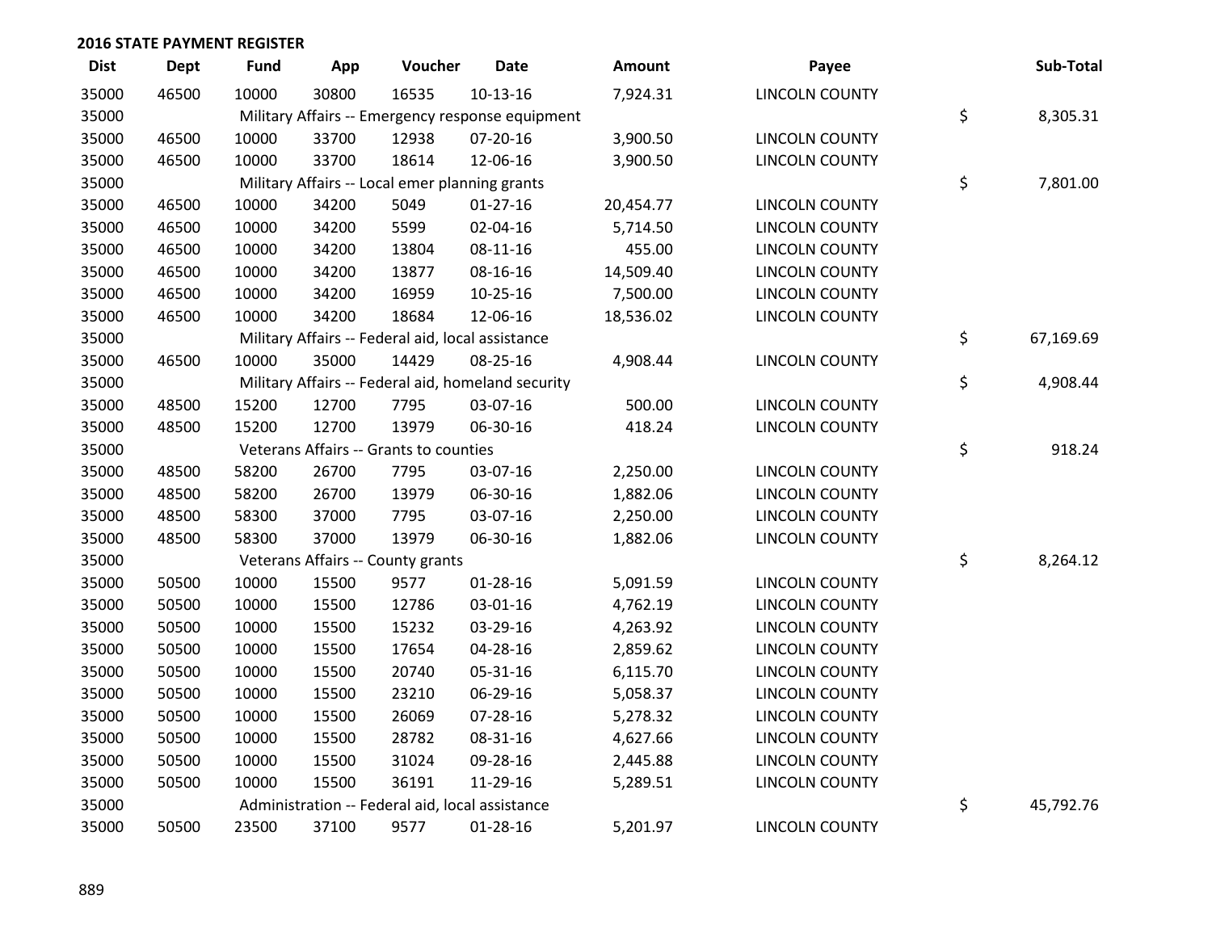## 2016 STATE PAYMENT REGISTER

| Dist | Dept | Fund | App | Voucher | Date | Amount | Payee | Sub-Total |
|---|---|---|---|---|---|---|---|---|
| 35000 | 46500 | 10000 | 30800 | 16535 | 10-13-16 | 7,924.31 | LINCOLN COUNTY | |
| 35000 | | Military Affairs -- Emergency response equipment | | | | | | $ 8,305.31 |
| 35000 | 46500 | 10000 | 33700 | 12938 | 07-20-16 | 3,900.50 | LINCOLN COUNTY | |
| 35000 | 46500 | 10000 | 33700 | 18614 | 12-06-16 | 3,900.50 | LINCOLN COUNTY | |
| 35000 | | Military Affairs -- Local emer planning grants | | | | | | $ 7,801.00 |
| 35000 | 46500 | 10000 | 34200 | 5049 | 01-27-16 | 20,454.77 | LINCOLN COUNTY | |
| 35000 | 46500 | 10000 | 34200 | 5599 | 02-04-16 | 5,714.50 | LINCOLN COUNTY | |
| 35000 | 46500 | 10000 | 34200 | 13804 | 08-11-16 | 455.00 | LINCOLN COUNTY | |
| 35000 | 46500 | 10000 | 34200 | 13877 | 08-16-16 | 14,509.40 | LINCOLN COUNTY | |
| 35000 | 46500 | 10000 | 34200 | 16959 | 10-25-16 | 7,500.00 | LINCOLN COUNTY | |
| 35000 | 46500 | 10000 | 34200 | 18684 | 12-06-16 | 18,536.02 | LINCOLN COUNTY | |
| 35000 | | Military Affairs -- Federal aid, local assistance | | | | | | $ 67,169.69 |
| 35000 | 46500 | 10000 | 35000 | 14429 | 08-25-16 | 4,908.44 | LINCOLN COUNTY | |
| 35000 | | Military Affairs -- Federal aid, homeland security | | | | | | $ 4,908.44 |
| 35000 | 48500 | 15200 | 12700 | 7795 | 03-07-16 | 500.00 | LINCOLN COUNTY | |
| 35000 | 48500 | 15200 | 12700 | 13979 | 06-30-16 | 418.24 | LINCOLN COUNTY | |
| 35000 | | Veterans Affairs -- Grants to counties | | | | | | $ 918.24 |
| 35000 | 48500 | 58200 | 26700 | 7795 | 03-07-16 | 2,250.00 | LINCOLN COUNTY | |
| 35000 | 48500 | 58200 | 26700 | 13979 | 06-30-16 | 1,882.06 | LINCOLN COUNTY | |
| 35000 | 48500 | 58300 | 37000 | 7795 | 03-07-16 | 2,250.00 | LINCOLN COUNTY | |
| 35000 | 48500 | 58300 | 37000 | 13979 | 06-30-16 | 1,882.06 | LINCOLN COUNTY | |
| 35000 | | Veterans Affairs -- County grants | | | | | | $ 8,264.12 |
| 35000 | 50500 | 10000 | 15500 | 9577 | 01-28-16 | 5,091.59 | LINCOLN COUNTY | |
| 35000 | 50500 | 10000 | 15500 | 12786 | 03-01-16 | 4,762.19 | LINCOLN COUNTY | |
| 35000 | 50500 | 10000 | 15500 | 15232 | 03-29-16 | 4,263.92 | LINCOLN COUNTY | |
| 35000 | 50500 | 10000 | 15500 | 17654 | 04-28-16 | 2,859.62 | LINCOLN COUNTY | |
| 35000 | 50500 | 10000 | 15500 | 20740 | 05-31-16 | 6,115.70 | LINCOLN COUNTY | |
| 35000 | 50500 | 10000 | 15500 | 23210 | 06-29-16 | 5,058.37 | LINCOLN COUNTY | |
| 35000 | 50500 | 10000 | 15500 | 26069 | 07-28-16 | 5,278.32 | LINCOLN COUNTY | |
| 35000 | 50500 | 10000 | 15500 | 28782 | 08-31-16 | 4,627.66 | LINCOLN COUNTY | |
| 35000 | 50500 | 10000 | 15500 | 31024 | 09-28-16 | 2,445.88 | LINCOLN COUNTY | |
| 35000 | 50500 | 10000 | 15500 | 36191 | 11-29-16 | 5,289.51 | LINCOLN COUNTY | |
| 35000 | | Administration -- Federal aid, local assistance | | | | | | $ 45,792.76 |
| 35000 | 50500 | 23500 | 37100 | 9577 | 01-28-16 | 5,201.97 | LINCOLN COUNTY | |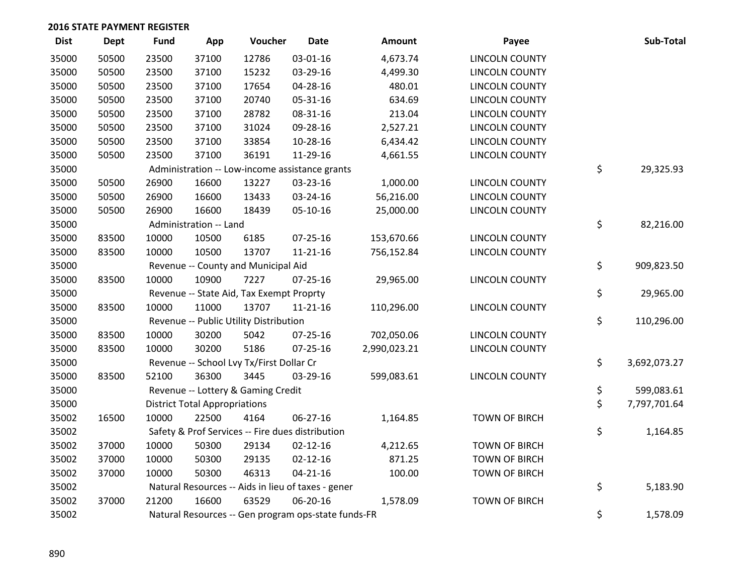## 2016 STATE PAYMENT REGISTER

| Dist | Dept | Fund | App | Voucher | Date | Amount | Payee | Sub-Total |
|---|---|---|---|---|---|---|---|---|
| 35000 | 50500 | 23500 | 37100 | 12786 | 03-01-16 | 4,673.74 | LINCOLN COUNTY | |
| 35000 | 50500 | 23500 | 37100 | 15232 | 03-29-16 | 4,499.30 | LINCOLN COUNTY | |
| 35000 | 50500 | 23500 | 37100 | 17654 | 04-28-16 | 480.01 | LINCOLN COUNTY | |
| 35000 | 50500 | 23500 | 37100 | 20740 | 05-31-16 | 634.69 | LINCOLN COUNTY | |
| 35000 | 50500 | 23500 | 37100 | 28782 | 08-31-16 | 213.04 | LINCOLN COUNTY | |
| 35000 | 50500 | 23500 | 37100 | 31024 | 09-28-16 | 2,527.21 | LINCOLN COUNTY | |
| 35000 | 50500 | 23500 | 37100 | 33854 | 10-28-16 | 6,434.42 | LINCOLN COUNTY | |
| 35000 | 50500 | 23500 | 37100 | 36191 | 11-29-16 | 4,661.55 | LINCOLN COUNTY | |
| 35000 | | Administration -- Low-income assistance grants | | | | | | $ 29,325.93 |
| 35000 | 50500 | 26900 | 16600 | 13227 | 03-23-16 | 1,000.00 | LINCOLN COUNTY | |
| 35000 | 50500 | 26900 | 16600 | 13433 | 03-24-16 | 56,216.00 | LINCOLN COUNTY | |
| 35000 | 50500 | 26900 | 16600 | 18439 | 05-10-16 | 25,000.00 | LINCOLN COUNTY | |
| 35000 | | Administration -- Land | | | | | | $ 82,216.00 |
| 35000 | 83500 | 10000 | 10500 | 6185 | 07-25-16 | 153,670.66 | LINCOLN COUNTY | |
| 35000 | 83500 | 10000 | 10500 | 13707 | 11-21-16 | 756,152.84 | LINCOLN COUNTY | |
| 35000 | | Revenue -- County and Municipal Aid | | | | | | $ 909,823.50 |
| 35000 | 83500 | 10000 | 10900 | 7227 | 07-25-16 | 29,965.00 | LINCOLN COUNTY | |
| 35000 | | Revenue -- State Aid, Tax Exempt Proprty | | | | | | $ 29,965.00 |
| 35000 | 83500 | 10000 | 11000 | 13707 | 11-21-16 | 110,296.00 | LINCOLN COUNTY | |
| 35000 | | Revenue -- Public Utility Distribution | | | | | | $ 110,296.00 |
| 35000 | 83500 | 10000 | 30200 | 5042 | 07-25-16 | 702,050.06 | LINCOLN COUNTY | |
| 35000 | 83500 | 10000 | 30200 | 5186 | 07-25-16 | 2,990,023.21 | LINCOLN COUNTY | |
| 35000 | | Revenue -- School Lvy Tx/First Dollar Cr | | | | | | $ 3,692,073.27 |
| 35000 | 83500 | 52100 | 36300 | 3445 | 03-29-16 | 599,083.61 | LINCOLN COUNTY | |
| 35000 | | Revenue -- Lottery & Gaming Credit | | | | | | $ 599,083.61 |
| 35000 | | District Total Appropriations | | | | | | $ 7,797,701.64 |
| 35002 | 16500 | 10000 | 22500 | 4164 | 06-27-16 | 1,164.85 | TOWN OF BIRCH | |
| 35002 | | Safety & Prof Services -- Fire dues distribution | | | | | | $ 1,164.85 |
| 35002 | 37000 | 10000 | 50300 | 29134 | 02-12-16 | 4,212.65 | TOWN OF BIRCH | |
| 35002 | 37000 | 10000 | 50300 | 29135 | 02-12-16 | 871.25 | TOWN OF BIRCH | |
| 35002 | 37000 | 10000 | 50300 | 46313 | 04-21-16 | 100.00 | TOWN OF BIRCH | |
| 35002 | | Natural Resources -- Aids in lieu of taxes - gener | | | | | | $ 5,183.90 |
| 35002 | 37000 | 21200 | 16600 | 63529 | 06-20-16 | 1,578.09 | TOWN OF BIRCH | |
| 35002 | | Natural Resources -- Gen program ops-state funds-FR | | | | | | $ 1,578.09 |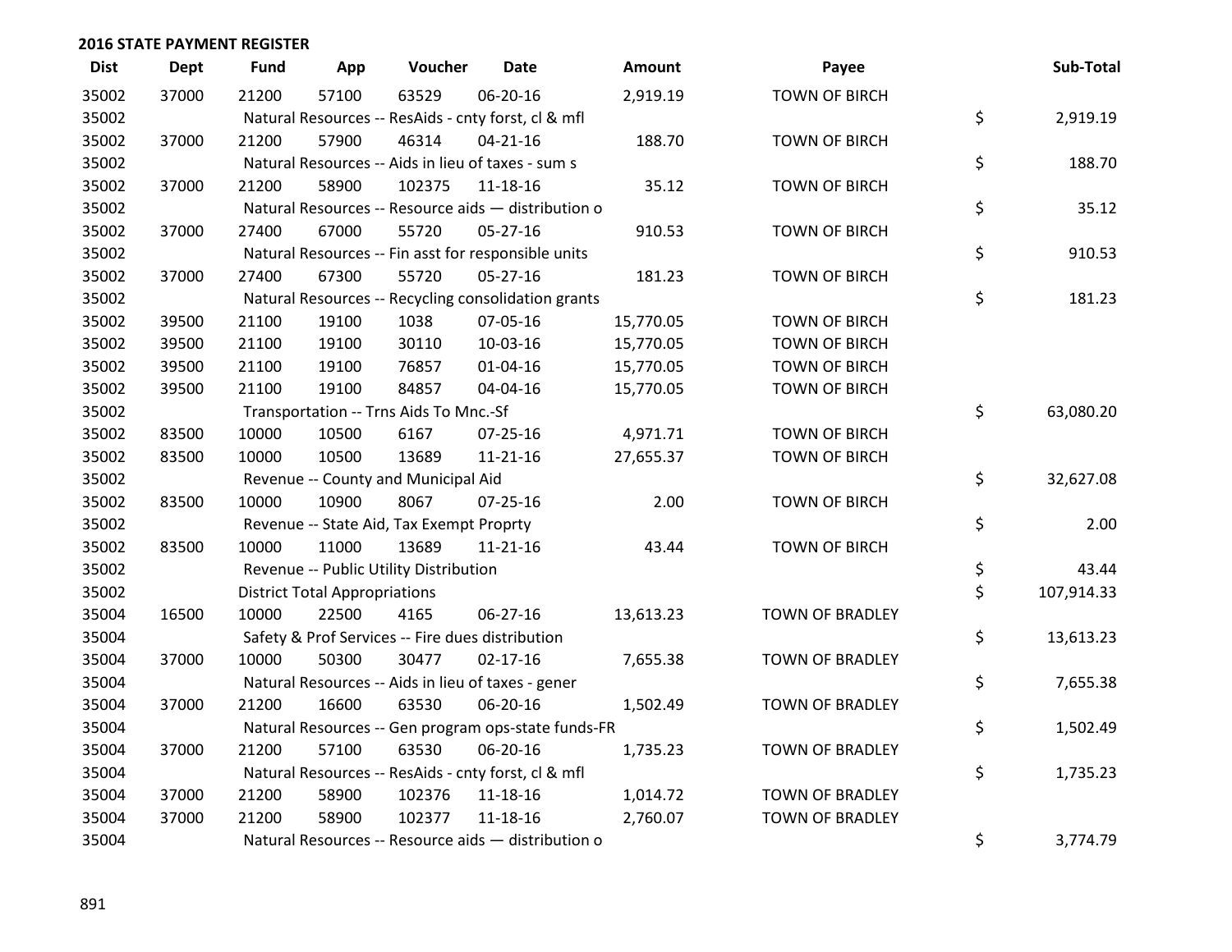## 2016 STATE PAYMENT REGISTER

| Dist | Dept | Fund | App | Voucher | Date | Amount | Payee | Sub-Total |
|---|---|---|---|---|---|---|---|---|
| 35002 | 37000 | 21200 | 57100 | 63529 | 06-20-16 | 2,919.19 | TOWN OF BIRCH | |
| 35002 | | Natural Resources -- ResAids - cnty forst, cl & mfl | | | | | | $ 2,919.19 |
| 35002 | 37000 | 21200 | 57900 | 46314 | 04-21-16 | 188.70 | TOWN OF BIRCH | |
| 35002 | | Natural Resources -- Aids in lieu of taxes - sum s | | | | | | $ 188.70 |
| 35002 | 37000 | 21200 | 58900 | 102375 | 11-18-16 | 35.12 | TOWN OF BIRCH | |
| 35002 | | Natural Resources -- Resource aids — distribution o | | | | | | $ 35.12 |
| 35002 | 37000 | 27400 | 67000 | 55720 | 05-27-16 | 910.53 | TOWN OF BIRCH | |
| 35002 | | Natural Resources -- Fin asst for responsible units | | | | | | $ 910.53 |
| 35002 | 37000 | 27400 | 67300 | 55720 | 05-27-16 | 181.23 | TOWN OF BIRCH | |
| 35002 | | Natural Resources -- Recycling consolidation grants | | | | | | $ 181.23 |
| 35002 | 39500 | 21100 | 19100 | 1038 | 07-05-16 | 15,770.05 | TOWN OF BIRCH | |
| 35002 | 39500 | 21100 | 19100 | 30110 | 10-03-16 | 15,770.05 | TOWN OF BIRCH | |
| 35002 | 39500 | 21100 | 19100 | 76857 | 01-04-16 | 15,770.05 | TOWN OF BIRCH | |
| 35002 | 39500 | 21100 | 19100 | 84857 | 04-04-16 | 15,770.05 | TOWN OF BIRCH | |
| 35002 | | Transportation -- Trns Aids To Mnc.-Sf | | | | | | $ 63,080.20 |
| 35002 | 83500 | 10000 | 10500 | 6167 | 07-25-16 | 4,971.71 | TOWN OF BIRCH | |
| 35002 | 83500 | 10000 | 10500 | 13689 | 11-21-16 | 27,655.37 | TOWN OF BIRCH | |
| 35002 | | Revenue -- County and Municipal Aid | | | | | | $ 32,627.08 |
| 35002 | 83500 | 10000 | 10900 | 8067 | 07-25-16 | 2.00 | TOWN OF BIRCH | |
| 35002 | | Revenue -- State Aid, Tax Exempt Proprty | | | | | | $ 2.00 |
| 35002 | 83500 | 10000 | 11000 | 13689 | 11-21-16 | 43.44 | TOWN OF BIRCH | |
| 35002 | | Revenue -- Public Utility Distribution | | | | | | $ 43.44 |
| 35002 | | District Total Appropriations | | | | | | $ 107,914.33 |
| 35004 | 16500 | 10000 | 22500 | 4165 | 06-27-16 | 13,613.23 | TOWN OF BRADLEY | |
| 35004 | | Safety & Prof Services -- Fire dues distribution | | | | | | $ 13,613.23 |
| 35004 | 37000 | 10000 | 50300 | 30477 | 02-17-16 | 7,655.38 | TOWN OF BRADLEY | |
| 35004 | | Natural Resources -- Aids in lieu of taxes - gener | | | | | | $ 7,655.38 |
| 35004 | 37000 | 21200 | 16600 | 63530 | 06-20-16 | 1,502.49 | TOWN OF BRADLEY | |
| 35004 | | Natural Resources -- Gen program ops-state funds-FR | | | | | | $ 1,502.49 |
| 35004 | 37000 | 21200 | 57100 | 63530 | 06-20-16 | 1,735.23 | TOWN OF BRADLEY | |
| 35004 | | Natural Resources -- ResAids - cnty forst, cl & mfl | | | | | | $ 1,735.23 |
| 35004 | 37000 | 21200 | 58900 | 102376 | 11-18-16 | 1,014.72 | TOWN OF BRADLEY | |
| 35004 | 37000 | 21200 | 58900 | 102377 | 11-18-16 | 2,760.07 | TOWN OF BRADLEY | |
| 35004 | | Natural Resources -- Resource aids — distribution o | | | | | | $ 3,774.79 |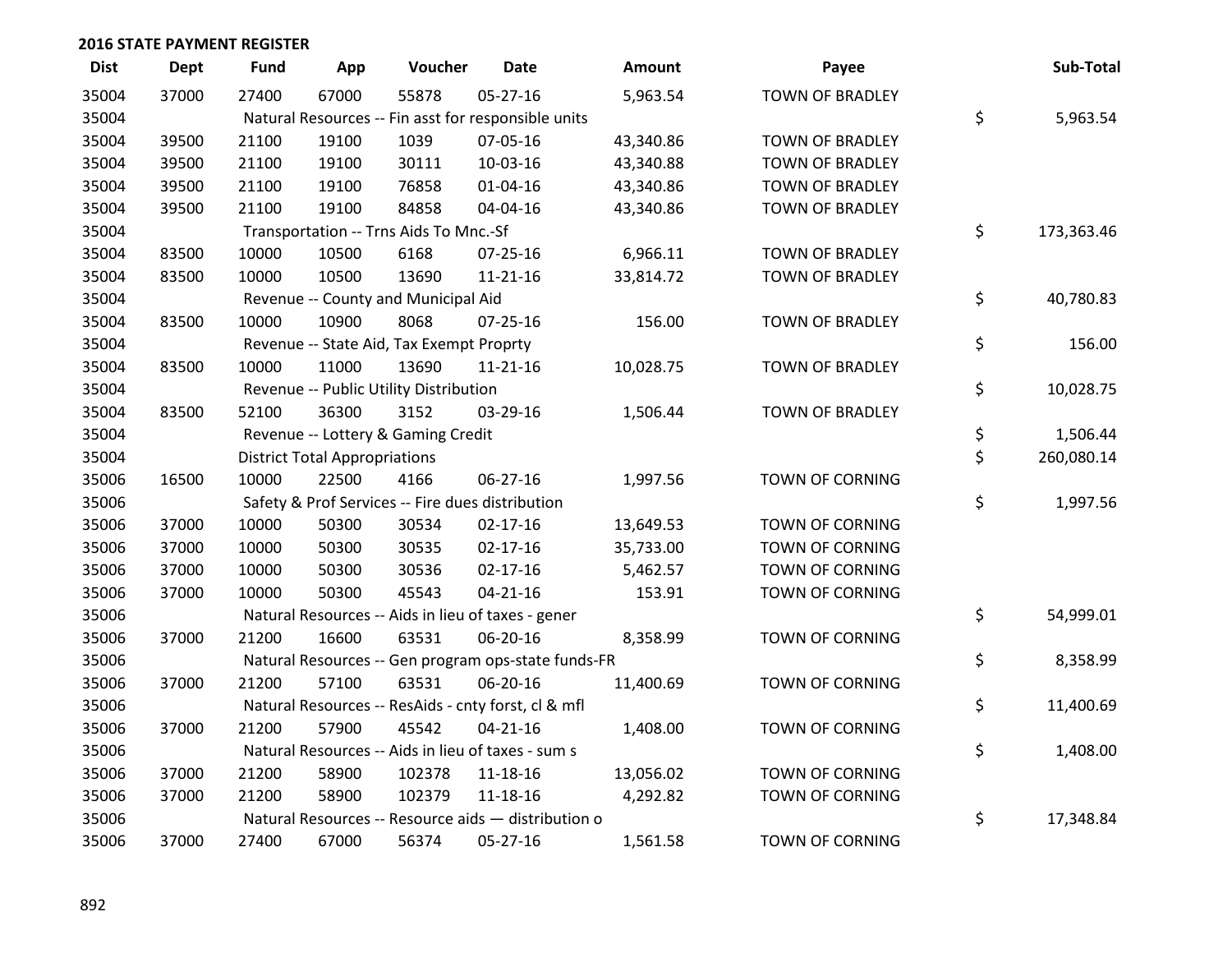## 2016 STATE PAYMENT REGISTER

| Dist | Dept | Fund | App | Voucher | Date | Amount | Payee | Sub-Total |
|---|---|---|---|---|---|---|---|---|
| 35004 | 37000 | 27400 | 67000 | 55878 | 05-27-16 | 5,963.54 | TOWN OF BRADLEY | |
| 35004 | | Natural Resources -- Fin asst for responsible units | | | | | | $ 5,963.54 |
| 35004 | 39500 | 21100 | 19100 | 1039 | 07-05-16 | 43,340.86 | TOWN OF BRADLEY | |
| 35004 | 39500 | 21100 | 19100 | 30111 | 10-03-16 | 43,340.88 | TOWN OF BRADLEY | |
| 35004 | 39500 | 21100 | 19100 | 76858 | 01-04-16 | 43,340.86 | TOWN OF BRADLEY | |
| 35004 | 39500 | 21100 | 19100 | 84858 | 04-04-16 | 43,340.86 | TOWN OF BRADLEY | |
| 35004 | | Transportation -- Trns Aids To Mnc.-Sf | | | | | | $ 173,363.46 |
| 35004 | 83500 | 10000 | 10500 | 6168 | 07-25-16 | 6,966.11 | TOWN OF BRADLEY | |
| 35004 | 83500 | 10000 | 10500 | 13690 | 11-21-16 | 33,814.72 | TOWN OF BRADLEY | |
| 35004 | | Revenue -- County and Municipal Aid | | | | | | $ 40,780.83 |
| 35004 | 83500 | 10000 | 10900 | 8068 | 07-25-16 | 156.00 | TOWN OF BRADLEY | |
| 35004 | | Revenue -- State Aid, Tax Exempt Proprty | | | | | | $ 156.00 |
| 35004 | 83500 | 10000 | 11000 | 13690 | 11-21-16 | 10,028.75 | TOWN OF BRADLEY | |
| 35004 | | Revenue -- Public Utility Distribution | | | | | | $ 10,028.75 |
| 35004 | 83500 | 52100 | 36300 | 3152 | 03-29-16 | 1,506.44 | TOWN OF BRADLEY | |
| 35004 | | Revenue -- Lottery & Gaming Credit | | | | | | $ 1,506.44 |
| 35004 | | District Total Appropriations | | | | | | $ 260,080.14 |
| 35006 | 16500 | 10000 | 22500 | 4166 | 06-27-16 | 1,997.56 | TOWN OF CORNING | |
| 35006 | | Safety & Prof Services -- Fire dues distribution | | | | | | $ 1,997.56 |
| 35006 | 37000 | 10000 | 50300 | 30534 | 02-17-16 | 13,649.53 | TOWN OF CORNING | |
| 35006 | 37000 | 10000 | 50300 | 30535 | 02-17-16 | 35,733.00 | TOWN OF CORNING | |
| 35006 | 37000 | 10000 | 50300 | 30536 | 02-17-16 | 5,462.57 | TOWN OF CORNING | |
| 35006 | 37000 | 10000 | 50300 | 45543 | 04-21-16 | 153.91 | TOWN OF CORNING | |
| 35006 | | Natural Resources -- Aids in lieu of taxes - gener | | | | | | $ 54,999.01 |
| 35006 | 37000 | 21200 | 16600 | 63531 | 06-20-16 | 8,358.99 | TOWN OF CORNING | |
| 35006 | | Natural Resources -- Gen program ops-state funds-FR | | | | | | $ 8,358.99 |
| 35006 | 37000 | 21200 | 57100 | 63531 | 06-20-16 | 11,400.69 | TOWN OF CORNING | |
| 35006 | | Natural Resources -- ResAids - cnty forst, cl & mfl | | | | | | $ 11,400.69 |
| 35006 | 37000 | 21200 | 57900 | 45542 | 04-21-16 | 1,408.00 | TOWN OF CORNING | |
| 35006 | | Natural Resources -- Aids in lieu of taxes - sum s | | | | | | $ 1,408.00 |
| 35006 | 37000 | 21200 | 58900 | 102378 | 11-18-16 | 13,056.02 | TOWN OF CORNING | |
| 35006 | 37000 | 21200 | 58900 | 102379 | 11-18-16 | 4,292.82 | TOWN OF CORNING | |
| 35006 | | Natural Resources -- Resource aids — distribution o | | | | | | $ 17,348.84 |
| 35006 | 37000 | 27400 | 67000 | 56374 | 05-27-16 | 1,561.58 | TOWN OF CORNING | |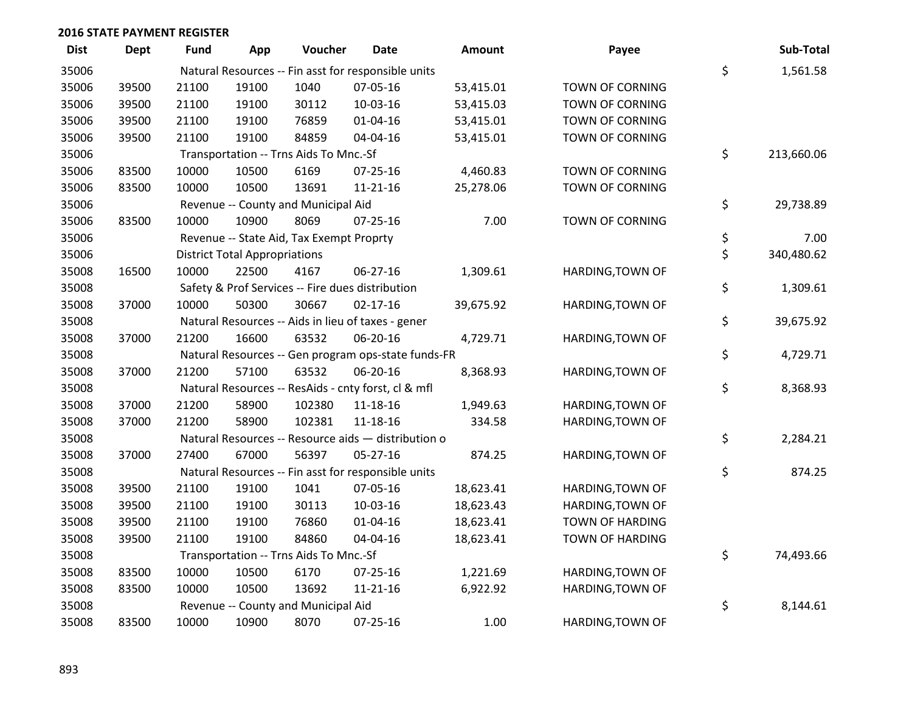## 2016 STATE PAYMENT REGISTER

| Dist | Dept | Fund | App | Voucher | Date | Amount | Payee | Sub-Total |
|---|---|---|---|---|---|---|---|---|
| 35006 | | Natural Resources -- Fin asst for responsible units | | | | | | $ 1,561.58 |
| 35006 | 39500 | 21100 | 19100 | 1040 | 07-05-16 | 53,415.01 | TOWN OF CORNING | |
| 35006 | 39500 | 21100 | 19100 | 30112 | 10-03-16 | 53,415.03 | TOWN OF CORNING | |
| 35006 | 39500 | 21100 | 19100 | 76859 | 01-04-16 | 53,415.01 | TOWN OF CORNING | |
| 35006 | 39500 | 21100 | 19100 | 84859 | 04-04-16 | 53,415.01 | TOWN OF CORNING | |
| 35006 | | Transportation -- Trns Aids To Mnc.-Sf | | | | | | $ 213,660.06 |
| 35006 | 83500 | 10000 | 10500 | 6169 | 07-25-16 | 4,460.83 | TOWN OF CORNING | |
| 35006 | 83500 | 10000 | 10500 | 13691 | 11-21-16 | 25,278.06 | TOWN OF CORNING | |
| 35006 | | Revenue -- County and Municipal Aid | | | | | | $ 29,738.89 |
| 35006 | 83500 | 10000 | 10900 | 8069 | 07-25-16 | 7.00 | TOWN OF CORNING | |
| 35006 | | Revenue -- State Aid, Tax Exempt Proprty | | | | | | $ 7.00 |
| 35006 | | District Total Appropriations | | | | | | $ 340,480.62 |
| 35008 | 16500 | 10000 | 22500 | 4167 | 06-27-16 | 1,309.61 | HARDING,TOWN OF | |
| 35008 | | Safety & Prof Services -- Fire dues distribution | | | | | | $ 1,309.61 |
| 35008 | 37000 | 10000 | 50300 | 30667 | 02-17-16 | 39,675.92 | HARDING,TOWN OF | |
| 35008 | | Natural Resources -- Aids in lieu of taxes - gener | | | | | | $ 39,675.92 |
| 35008 | 37000 | 21200 | 16600 | 63532 | 06-20-16 | 4,729.71 | HARDING,TOWN OF | |
| 35008 | | Natural Resources -- Gen program ops-state funds-FR | | | | | | $ 4,729.71 |
| 35008 | 37000 | 21200 | 57100 | 63532 | 06-20-16 | 8,368.93 | HARDING,TOWN OF | |
| 35008 | | Natural Resources -- ResAids - cnty forst, cl & mfl | | | | | | $ 8,368.93 |
| 35008 | 37000 | 21200 | 58900 | 102380 | 11-18-16 | 1,949.63 | HARDING,TOWN OF | |
| 35008 | 37000 | 21200 | 58900 | 102381 | 11-18-16 | 334.58 | HARDING,TOWN OF | |
| 35008 | | Natural Resources -- Resource aids — distribution o | | | | | | $ 2,284.21 |
| 35008 | 37000 | 27400 | 67000 | 56397 | 05-27-16 | 874.25 | HARDING,TOWN OF | |
| 35008 | | Natural Resources -- Fin asst for responsible units | | | | | | $ 874.25 |
| 35008 | 39500 | 21100 | 19100 | 1041 | 07-05-16 | 18,623.41 | HARDING,TOWN OF | |
| 35008 | 39500 | 21100 | 19100 | 30113 | 10-03-16 | 18,623.43 | HARDING,TOWN OF | |
| 35008 | 39500 | 21100 | 19100 | 76860 | 01-04-16 | 18,623.41 | TOWN OF HARDING | |
| 35008 | 39500 | 21100 | 19100 | 84860 | 04-04-16 | 18,623.41 | TOWN OF HARDING | |
| 35008 | | Transportation -- Trns Aids To Mnc.-Sf | | | | | | $ 74,493.66 |
| 35008 | 83500 | 10000 | 10500 | 6170 | 07-25-16 | 1,221.69 | HARDING,TOWN OF | |
| 35008 | 83500 | 10000 | 10500 | 13692 | 11-21-16 | 6,922.92 | HARDING,TOWN OF | |
| 35008 | | Revenue -- County and Municipal Aid | | | | | | $ 8,144.61 |
| 35008 | 83500 | 10000 | 10900 | 8070 | 07-25-16 | 1.00 | HARDING,TOWN OF | |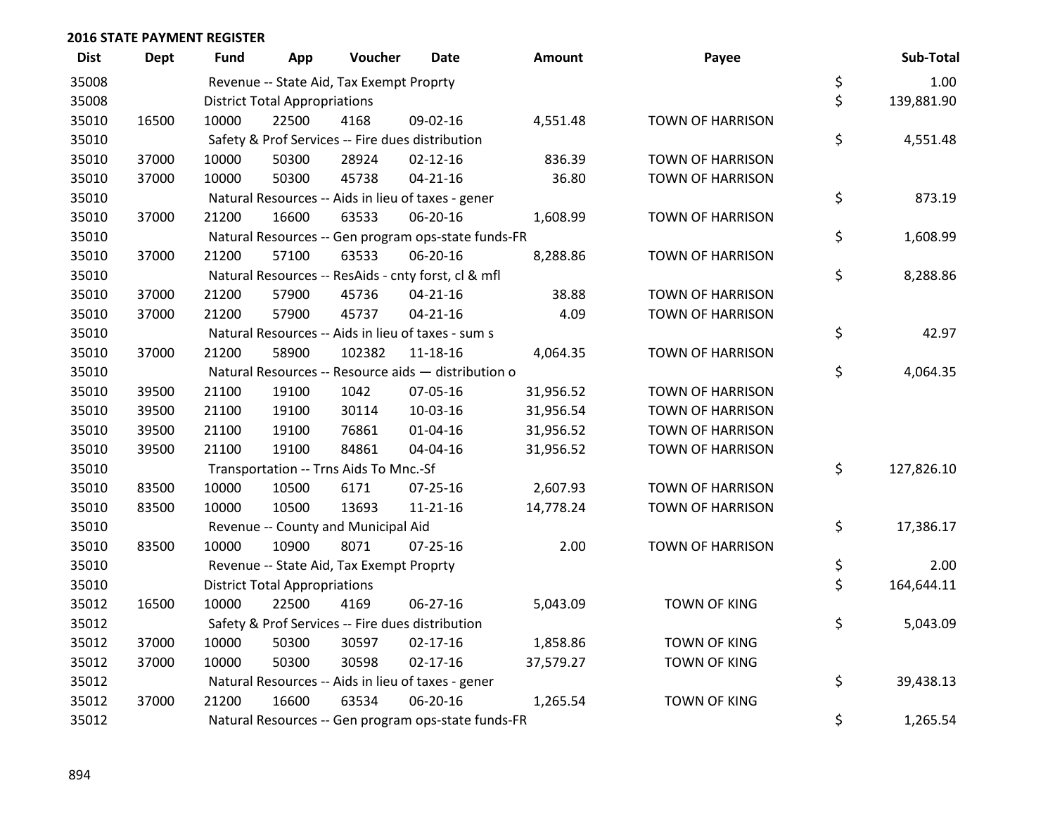## 2016 STATE PAYMENT REGISTER

| Dist | Dept | Fund | App | Voucher | Date | Amount | Payee | Sub-Total |
|---|---|---|---|---|---|---|---|---|
| 35008 | | Revenue -- State Aid, Tax Exempt Proprty | | | | | | $ 1.00 |
| 35008 | | District Total Appropriations | | | | | | $ 139,881.90 |
| 35010 | 16500 | 10000 | 22500 | 4168 | 09-02-16 | 4,551.48 | TOWN OF HARRISON | |
| 35010 | | Safety & Prof Services -- Fire dues distribution | | | | | | $ 4,551.48 |
| 35010 | 37000 | 10000 | 50300 | 28924 | 02-12-16 | 836.39 | TOWN OF HARRISON | |
| 35010 | 37000 | 10000 | 50300 | 45738 | 04-21-16 | 36.80 | TOWN OF HARRISON | |
| 35010 | | Natural Resources -- Aids in lieu of taxes - gener | | | | | | $ 873.19 |
| 35010 | 37000 | 21200 | 16600 | 63533 | 06-20-16 | 1,608.99 | TOWN OF HARRISON | |
| 35010 | | Natural Resources -- Gen program ops-state funds-FR | | | | | | $ 1,608.99 |
| 35010 | 37000 | 21200 | 57100 | 63533 | 06-20-16 | 8,288.86 | TOWN OF HARRISON | |
| 35010 | | Natural Resources -- ResAids - cnty forst, cl & mfl | | | | | | $ 8,288.86 |
| 35010 | 37000 | 21200 | 57900 | 45736 | 04-21-16 | 38.88 | TOWN OF HARRISON | |
| 35010 | 37000 | 21200 | 57900 | 45737 | 04-21-16 | 4.09 | TOWN OF HARRISON | |
| 35010 | | Natural Resources -- Aids in lieu of taxes - sum s | | | | | | $ 42.97 |
| 35010 | 37000 | 21200 | 58900 | 102382 | 11-18-16 | 4,064.35 | TOWN OF HARRISON | |
| 35010 | | Natural Resources -- Resource aids — distribution o | | | | | | $ 4,064.35 |
| 35010 | 39500 | 21100 | 19100 | 1042 | 07-05-16 | 31,956.52 | TOWN OF HARRISON | |
| 35010 | 39500 | 21100 | 19100 | 30114 | 10-03-16 | 31,956.54 | TOWN OF HARRISON | |
| 35010 | 39500 | 21100 | 19100 | 76861 | 01-04-16 | 31,956.52 | TOWN OF HARRISON | |
| 35010 | 39500 | 21100 | 19100 | 84861 | 04-04-16 | 31,956.52 | TOWN OF HARRISON | |
| 35010 | | Transportation -- Trns Aids To Mnc.-Sf | | | | | | $ 127,826.10 |
| 35010 | 83500 | 10000 | 10500 | 6171 | 07-25-16 | 2,607.93 | TOWN OF HARRISON | |
| 35010 | 83500 | 10000 | 10500 | 13693 | 11-21-16 | 14,778.24 | TOWN OF HARRISON | |
| 35010 | | Revenue -- County and Municipal Aid | | | | | | $ 17,386.17 |
| 35010 | 83500 | 10000 | 10900 | 8071 | 07-25-16 | 2.00 | TOWN OF HARRISON | |
| 35010 | | Revenue -- State Aid, Tax Exempt Proprty | | | | | | $ 2.00 |
| 35010 | | District Total Appropriations | | | | | | $ 164,644.11 |
| 35012 | 16500 | 10000 | 22500 | 4169 | 06-27-16 | 5,043.09 | TOWN OF KING | |
| 35012 | | Safety & Prof Services -- Fire dues distribution | | | | | | $ 5,043.09 |
| 35012 | 37000 | 10000 | 50300 | 30597 | 02-17-16 | 1,858.86 | TOWN OF KING | |
| 35012 | 37000 | 10000 | 50300 | 30598 | 02-17-16 | 37,579.27 | TOWN OF KING | |
| 35012 | | Natural Resources -- Aids in lieu of taxes - gener | | | | | | $ 39,438.13 |
| 35012 | 37000 | 21200 | 16600 | 63534 | 06-20-16 | 1,265.54 | TOWN OF KING | |
| 35012 | | Natural Resources -- Gen program ops-state funds-FR | | | | | | $ 1,265.54 |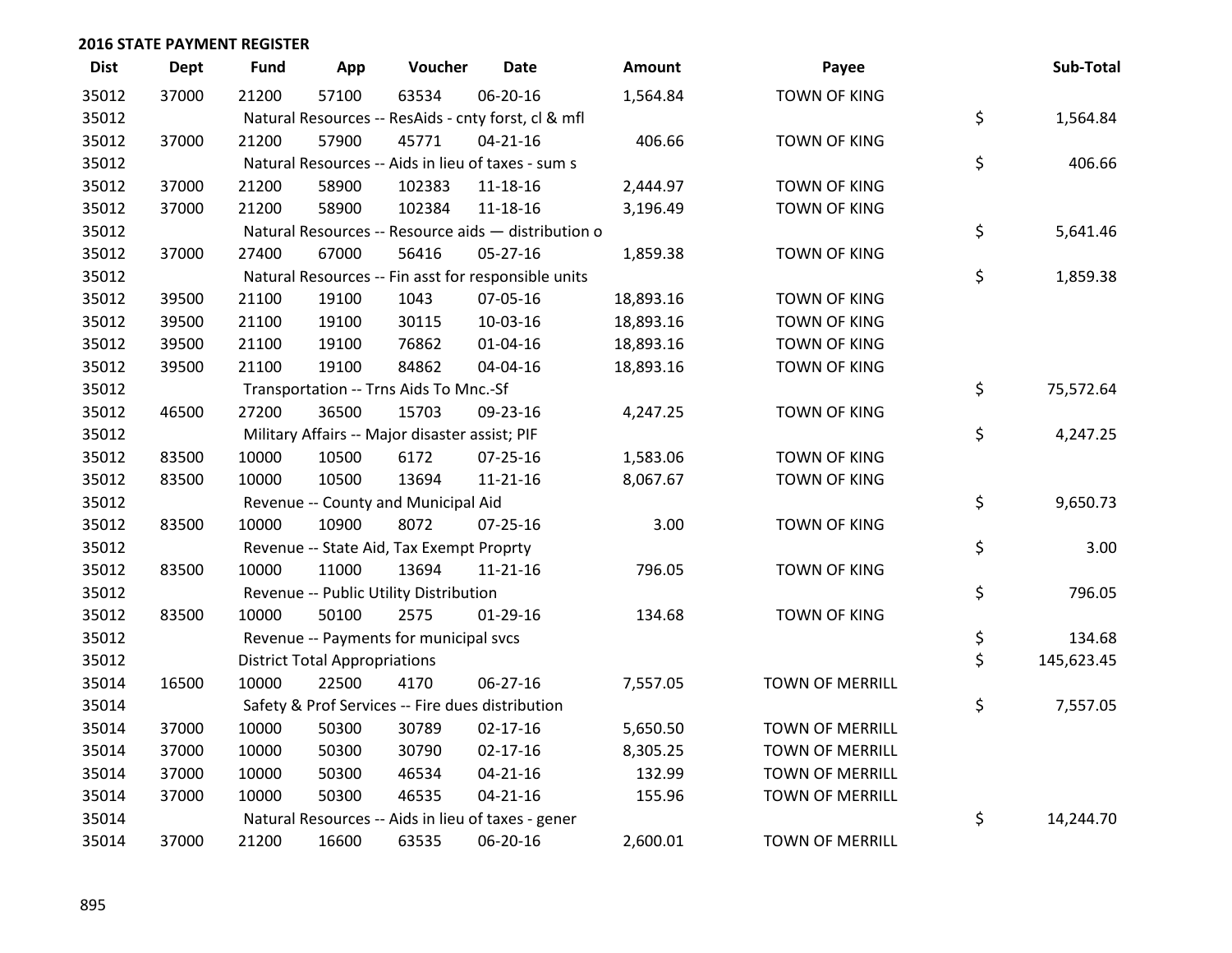## 2016 STATE PAYMENT REGISTER

| Dist | Dept | Fund | App | Voucher | Date | Amount | Payee | Sub-Total |
|---|---|---|---|---|---|---|---|---|
| 35012 | 37000 | 21200 | 57100 | 63534 | 06-20-16 | 1,564.84 | TOWN OF KING | |
| 35012 | | Natural Resources -- ResAids - cnty forst, cl & mfl | | | | | | $ 1,564.84 |
| 35012 | 37000 | 21200 | 57900 | 45771 | 04-21-16 | 406.66 | TOWN OF KING | |
| 35012 | | Natural Resources -- Aids in lieu of taxes - sum s | | | | | | $ 406.66 |
| 35012 | 37000 | 21200 | 58900 | 102383 | 11-18-16 | 2,444.97 | TOWN OF KING | |
| 35012 | 37000 | 21200 | 58900 | 102384 | 11-18-16 | 3,196.49 | TOWN OF KING | |
| 35012 | | Natural Resources -- Resource aids — distribution o | | | | | | $ 5,641.46 |
| 35012 | 37000 | 27400 | 67000 | 56416 | 05-27-16 | 1,859.38 | TOWN OF KING | |
| 35012 | | Natural Resources -- Fin asst for responsible units | | | | | | $ 1,859.38 |
| 35012 | 39500 | 21100 | 19100 | 1043 | 07-05-16 | 18,893.16 | TOWN OF KING | |
| 35012 | 39500 | 21100 | 19100 | 30115 | 10-03-16 | 18,893.16 | TOWN OF KING | |
| 35012 | 39500 | 21100 | 19100 | 76862 | 01-04-16 | 18,893.16 | TOWN OF KING | |
| 35012 | 39500 | 21100 | 19100 | 84862 | 04-04-16 | 18,893.16 | TOWN OF KING | |
| 35012 | | Transportation -- Trns Aids To Mnc.-Sf | | | | | | $ 75,572.64 |
| 35012 | 46500 | 27200 | 36500 | 15703 | 09-23-16 | 4,247.25 | TOWN OF KING | |
| 35012 | | Military Affairs -- Major disaster assist; PIF | | | | | | $ 4,247.25 |
| 35012 | 83500 | 10000 | 10500 | 6172 | 07-25-16 | 1,583.06 | TOWN OF KING | |
| 35012 | 83500 | 10000 | 10500 | 13694 | 11-21-16 | 8,067.67 | TOWN OF KING | |
| 35012 | | Revenue -- County and Municipal Aid | | | | | | $ 9,650.73 |
| 35012 | 83500 | 10000 | 10900 | 8072 | 07-25-16 | 3.00 | TOWN OF KING | |
| 35012 | | Revenue -- State Aid, Tax Exempt Proprty | | | | | | $ 3.00 |
| 35012 | 83500 | 10000 | 11000 | 13694 | 11-21-16 | 796.05 | TOWN OF KING | |
| 35012 | | Revenue -- Public Utility Distribution | | | | | | $ 796.05 |
| 35012 | 83500 | 10000 | 50100 | 2575 | 01-29-16 | 134.68 | TOWN OF KING | |
| 35012 | | Revenue -- Payments for municipal svcs | | | | | | $ 134.68 |
| 35012 | | District Total Appropriations | | | | | | $ 145,623.45 |
| 35014 | 16500 | 10000 | 22500 | 4170 | 06-27-16 | 7,557.05 | TOWN OF MERRILL | |
| 35014 | | Safety & Prof Services -- Fire dues distribution | | | | | | $ 7,557.05 |
| 35014 | 37000 | 10000 | 50300 | 30789 | 02-17-16 | 5,650.50 | TOWN OF MERRILL | |
| 35014 | 37000 | 10000 | 50300 | 30790 | 02-17-16 | 8,305.25 | TOWN OF MERRILL | |
| 35014 | 37000 | 10000 | 50300 | 46534 | 04-21-16 | 132.99 | TOWN OF MERRILL | |
| 35014 | 37000 | 10000 | 50300 | 46535 | 04-21-16 | 155.96 | TOWN OF MERRILL | |
| 35014 | | Natural Resources -- Aids in lieu of taxes - gener | | | | | | $ 14,244.70 |
| 35014 | 37000 | 21200 | 16600 | 63535 | 06-20-16 | 2,600.01 | TOWN OF MERRILL | |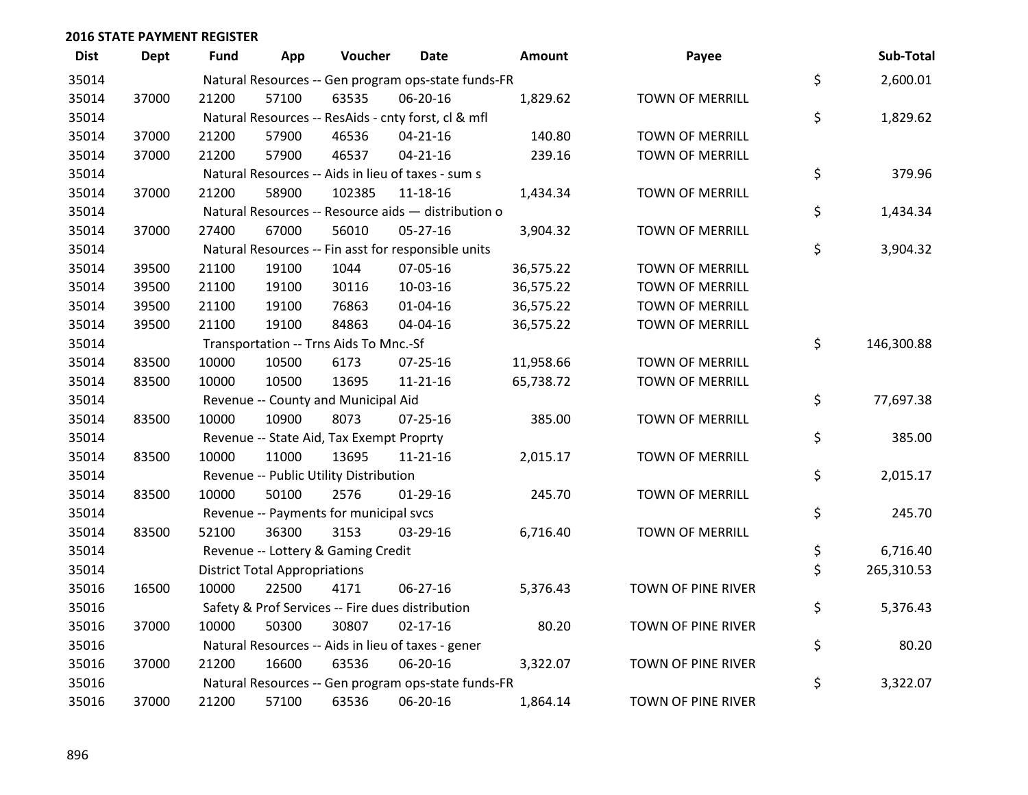**2016 STATE PAYMENT REGISTER**

| Dist | Dept | Fund | App | Voucher | Date | Amount | Payee | | Sub-Total |
|---|---|---|---|---|---|---|---|---|---|
| 35014 | | Natural Resources -- Gen program ops-state funds-FR | | | | | | $ | 2,600.01 |
| 35014 | 37000 | 21200 | 57100 | 63535 | 06-20-16 | 1,829.62 | TOWN OF MERRILL | | |
| 35014 | | Natural Resources -- ResAids - cnty forst, cl & mfl | | | | | | $ | 1,829.62 |
| 35014 | 37000 | 21200 | 57900 | 46536 | 04-21-16 | 140.80 | TOWN OF MERRILL | | |
| 35014 | 37000 | 21200 | 57900 | 46537 | 04-21-16 | 239.16 | TOWN OF MERRILL | | |
| 35014 | | Natural Resources -- Aids in lieu of taxes - sum s | | | | | | $ | 379.96 |
| 35014 | 37000 | 21200 | 58900 | 102385 | 11-18-16 | 1,434.34 | TOWN OF MERRILL | | |
| 35014 | | Natural Resources -- Resource aids — distribution o | | | | | | $ | 1,434.34 |
| 35014 | 37000 | 27400 | 67000 | 56010 | 05-27-16 | 3,904.32 | TOWN OF MERRILL | | |
| 35014 | | Natural Resources -- Fin asst for responsible units | | | | | | $ | 3,904.32 |
| 35014 | 39500 | 21100 | 19100 | 1044 | 07-05-16 | 36,575.22 | TOWN OF MERRILL | | |
| 35014 | 39500 | 21100 | 19100 | 30116 | 10-03-16 | 36,575.22 | TOWN OF MERRILL | | |
| 35014 | 39500 | 21100 | 19100 | 76863 | 01-04-16 | 36,575.22 | TOWN OF MERRILL | | |
| 35014 | 39500 | 21100 | 19100 | 84863 | 04-04-16 | 36,575.22 | TOWN OF MERRILL | | |
| 35014 | | Transportation -- Trns Aids To Mnc.-Sf | | | | | | $ | 146,300.88 |
| 35014 | 83500 | 10000 | 10500 | 6173 | 07-25-16 | 11,958.66 | TOWN OF MERRILL | | |
| 35014 | 83500 | 10000 | 10500 | 13695 | 11-21-16 | 65,738.72 | TOWN OF MERRILL | | |
| 35014 | | Revenue -- County and Municipal Aid | | | | | | $ | 77,697.38 |
| 35014 | 83500 | 10000 | 10900 | 8073 | 07-25-16 | 385.00 | TOWN OF MERRILL | | |
| 35014 | | Revenue -- State Aid, Tax Exempt Proprty | | | | | | $ | 385.00 |
| 35014 | 83500 | 10000 | 11000 | 13695 | 11-21-16 | 2,015.17 | TOWN OF MERRILL | | |
| 35014 | | Revenue -- Public Utility Distribution | | | | | | $ | 2,015.17 |
| 35014 | 83500 | 10000 | 50100 | 2576 | 01-29-16 | 245.70 | TOWN OF MERRILL | | |
| 35014 | | Revenue -- Payments for municipal svcs | | | | | | $ | 245.70 |
| 35014 | 83500 | 52100 | 36300 | 3153 | 03-29-16 | 6,716.40 | TOWN OF MERRILL | | |
| 35014 | | Revenue -- Lottery & Gaming Credit | | | | | | $ | 6,716.40 |
| 35014 | | District Total Appropriations | | | | | | $ | 265,310.53 |
| 35016 | 16500 | 10000 | 22500 | 4171 | 06-27-16 | 5,376.43 | TOWN OF PINE RIVER | | |
| 35016 | | Safety & Prof Services -- Fire dues distribution | | | | | | $ | 5,376.43 |
| 35016 | 37000 | 10000 | 50300 | 30807 | 02-17-16 | 80.20 | TOWN OF PINE RIVER | | |
| 35016 | | Natural Resources -- Aids in lieu of taxes - gener | | | | | | $ | 80.20 |
| 35016 | 37000 | 21200 | 16600 | 63536 | 06-20-16 | 3,322.07 | TOWN OF PINE RIVER | | |
| 35016 | | Natural Resources -- Gen program ops-state funds-FR | | | | | | $ | 3,322.07 |
| 35016 | 37000 | 21200 | 57100 | 63536 | 06-20-16 | 1,864.14 | TOWN OF PINE RIVER | | |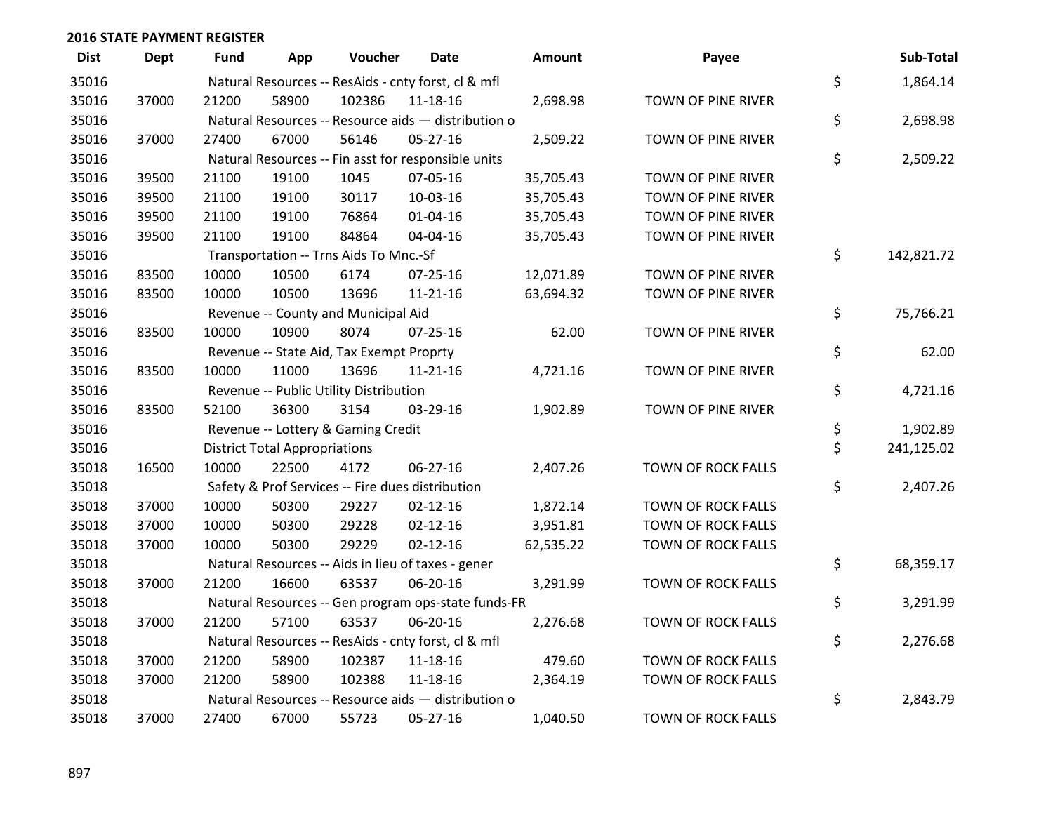## 2016 STATE PAYMENT REGISTER

| Dist | Dept | Fund | App | Voucher | Date | Amount | Payee | | Sub-Total |
|---|---|---|---|---|---|---|---|---|---|
| 35016 | | Natural Resources -- ResAids - cnty forst, cl & mfl | | | | | | $ | 1,864.14 |
| 35016 | 37000 | 21200 | 58900 | 102386 | 11-18-16 | 2,698.98 | TOWN OF PINE RIVER | | |
| 35016 | | Natural Resources -- Resource aids — distribution o | | | | | | $ | 2,698.98 |
| 35016 | 37000 | 27400 | 67000 | 56146 | 05-27-16 | 2,509.22 | TOWN OF PINE RIVER | | |
| 35016 | | Natural Resources -- Fin asst for responsible units | | | | | | $ | 2,509.22 |
| 35016 | 39500 | 21100 | 19100 | 1045 | 07-05-16 | 35,705.43 | TOWN OF PINE RIVER | | |
| 35016 | 39500 | 21100 | 19100 | 30117 | 10-03-16 | 35,705.43 | TOWN OF PINE RIVER | | |
| 35016 | 39500 | 21100 | 19100 | 76864 | 01-04-16 | 35,705.43 | TOWN OF PINE RIVER | | |
| 35016 | 39500 | 21100 | 19100 | 84864 | 04-04-16 | 35,705.43 | TOWN OF PINE RIVER | | |
| 35016 | | Transportation -- Trns Aids To Mnc.-Sf | | | | | | $ | 142,821.72 |
| 35016 | 83500 | 10000 | 10500 | 6174 | 07-25-16 | 12,071.89 | TOWN OF PINE RIVER | | |
| 35016 | 83500 | 10000 | 10500 | 13696 | 11-21-16 | 63,694.32 | TOWN OF PINE RIVER | | |
| 35016 | | Revenue -- County and Municipal Aid | | | | | | $ | 75,766.21 |
| 35016 | 83500 | 10000 | 10900 | 8074 | 07-25-16 | 62.00 | TOWN OF PINE RIVER | | |
| 35016 | | Revenue -- State Aid, Tax Exempt Proprty | | | | | | $ | 62.00 |
| 35016 | 83500 | 10000 | 11000 | 13696 | 11-21-16 | 4,721.16 | TOWN OF PINE RIVER | | |
| 35016 | | Revenue -- Public Utility Distribution | | | | | | $ | 4,721.16 |
| 35016 | 83500 | 52100 | 36300 | 3154 | 03-29-16 | 1,902.89 | TOWN OF PINE RIVER | | |
| 35016 | | Revenue -- Lottery & Gaming Credit | | | | | | $ | 1,902.89 |
| 35016 | | District Total Appropriations | | | | | | $ | 241,125.02 |
| 35018 | 16500 | 10000 | 22500 | 4172 | 06-27-16 | 2,407.26 | TOWN OF ROCK FALLS | | |
| 35018 | | Safety & Prof Services -- Fire dues distribution | | | | | | $ | 2,407.26 |
| 35018 | 37000 | 10000 | 50300 | 29227 | 02-12-16 | 1,872.14 | TOWN OF ROCK FALLS | | |
| 35018 | 37000 | 10000 | 50300 | 29228 | 02-12-16 | 3,951.81 | TOWN OF ROCK FALLS | | |
| 35018 | 37000 | 10000 | 50300 | 29229 | 02-12-16 | 62,535.22 | TOWN OF ROCK FALLS | | |
| 35018 | | Natural Resources -- Aids in lieu of taxes - gener | | | | | | $ | 68,359.17 |
| 35018 | 37000 | 21200 | 16600 | 63537 | 06-20-16 | 3,291.99 | TOWN OF ROCK FALLS | | |
| 35018 | | Natural Resources -- Gen program ops-state funds-FR | | | | | | $ | 3,291.99 |
| 35018 | 37000 | 21200 | 57100 | 63537 | 06-20-16 | 2,276.68 | TOWN OF ROCK FALLS | | |
| 35018 | | Natural Resources -- ResAids - cnty forst, cl & mfl | | | | | | $ | 2,276.68 |
| 35018 | 37000 | 21200 | 58900 | 102387 | 11-18-16 | 479.60 | TOWN OF ROCK FALLS | | |
| 35018 | 37000 | 21200 | 58900 | 102388 | 11-18-16 | 2,364.19 | TOWN OF ROCK FALLS | | |
| 35018 | | Natural Resources -- Resource aids — distribution o | | | | | | $ | 2,843.79 |
| 35018 | 37000 | 27400 | 67000 | 55723 | 05-27-16 | 1,040.50 | TOWN OF ROCK FALLS | | |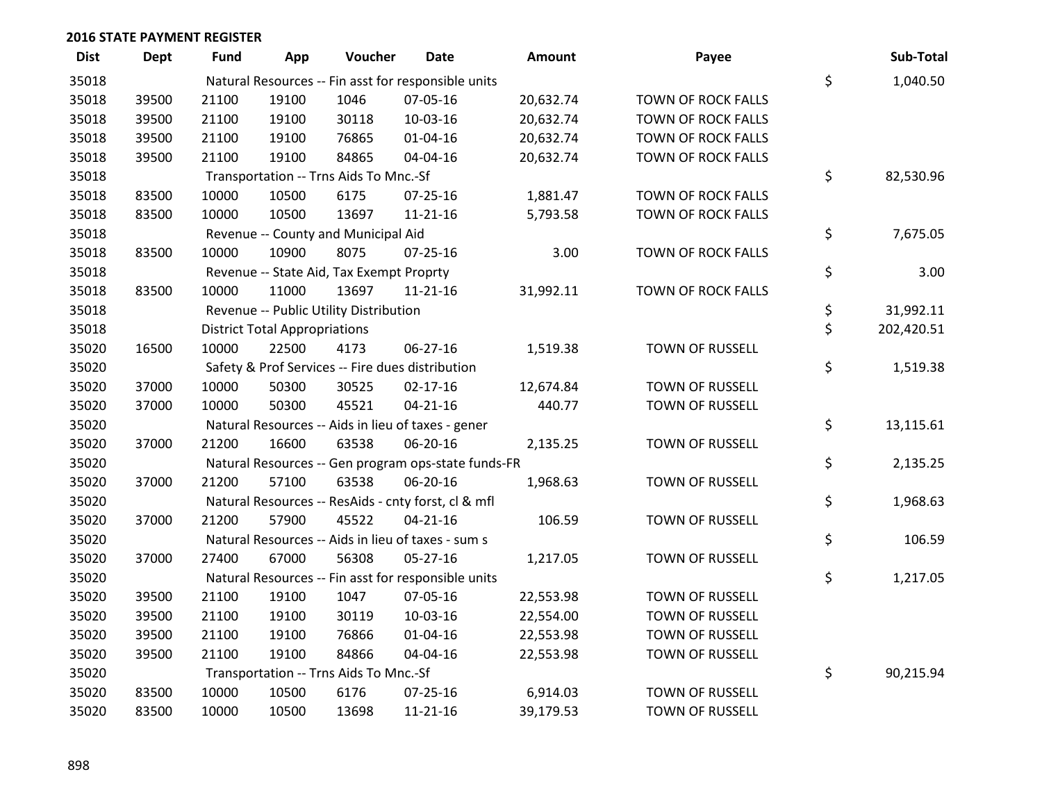**2016 STATE PAYMENT REGISTER**

| Dist | Dept | Fund | App | Voucher | Date | Amount | Payee | Sub-Total |
|---|---|---|---|---|---|---|---|---|
| 35018 | | Natural Resources -- Fin asst for responsible units | | | | | | $ 1,040.50 |
| 35018 | 39500 | 21100 | 19100 | 1046 | 07-05-16 | 20,632.74 | TOWN OF ROCK FALLS | |
| 35018 | 39500 | 21100 | 19100 | 30118 | 10-03-16 | 20,632.74 | TOWN OF ROCK FALLS | |
| 35018 | 39500 | 21100 | 19100 | 76865 | 01-04-16 | 20,632.74 | TOWN OF ROCK FALLS | |
| 35018 | 39500 | 21100 | 19100 | 84865 | 04-04-16 | 20,632.74 | TOWN OF ROCK FALLS | |
| 35018 | | Transportation -- Trns Aids To Mnc.-Sf | | | | | | $ 82,530.96 |
| 35018 | 83500 | 10000 | 10500 | 6175 | 07-25-16 | 1,881.47 | TOWN OF ROCK FALLS | |
| 35018 | 83500 | 10000 | 10500 | 13697 | 11-21-16 | 5,793.58 | TOWN OF ROCK FALLS | |
| 35018 | | Revenue -- County and Municipal Aid | | | | | | $ 7,675.05 |
| 35018 | 83500 | 10000 | 10900 | 8075 | 07-25-16 | 3.00 | TOWN OF ROCK FALLS | |
| 35018 | | Revenue -- State Aid, Tax Exempt Proprty | | | | | | $ 3.00 |
| 35018 | 83500 | 10000 | 11000 | 13697 | 11-21-16 | 31,992.11 | TOWN OF ROCK FALLS | |
| 35018 | | Revenue -- Public Utility Distribution | | | | | | $ 31,992.11 |
| 35018 | | District Total Appropriations | | | | | | $ 202,420.51 |
| 35020 | 16500 | 10000 | 22500 | 4173 | 06-27-16 | 1,519.38 | TOWN OF RUSSELL | |
| 35020 | | Safety & Prof Services -- Fire dues distribution | | | | | | $ 1,519.38 |
| 35020 | 37000 | 10000 | 50300 | 30525 | 02-17-16 | 12,674.84 | TOWN OF RUSSELL | |
| 35020 | 37000 | 10000 | 50300 | 45521 | 04-21-16 | 440.77 | TOWN OF RUSSELL | |
| 35020 | | Natural Resources -- Aids in lieu of taxes - gener | | | | | | $ 13,115.61 |
| 35020 | 37000 | 21200 | 16600 | 63538 | 06-20-16 | 2,135.25 | TOWN OF RUSSELL | |
| 35020 | | Natural Resources -- Gen program ops-state funds-FR | | | | | | $ 2,135.25 |
| 35020 | 37000 | 21200 | 57100 | 63538 | 06-20-16 | 1,968.63 | TOWN OF RUSSELL | |
| 35020 | | Natural Resources -- ResAids - cnty forst, cl & mfl | | | | | | $ 1,968.63 |
| 35020 | 37000 | 21200 | 57900 | 45522 | 04-21-16 | 106.59 | TOWN OF RUSSELL | |
| 35020 | | Natural Resources -- Aids in lieu of taxes - sum s | | | | | | $ 106.59 |
| 35020 | 37000 | 27400 | 67000 | 56308 | 05-27-16 | 1,217.05 | TOWN OF RUSSELL | |
| 35020 | | Natural Resources -- Fin asst for responsible units | | | | | | $ 1,217.05 |
| 35020 | 39500 | 21100 | 19100 | 1047 | 07-05-16 | 22,553.98 | TOWN OF RUSSELL | |
| 35020 | 39500 | 21100 | 19100 | 30119 | 10-03-16 | 22,554.00 | TOWN OF RUSSELL | |
| 35020 | 39500 | 21100 | 19100 | 76866 | 01-04-16 | 22,553.98 | TOWN OF RUSSELL | |
| 35020 | 39500 | 21100 | 19100 | 84866 | 04-04-16 | 22,553.98 | TOWN OF RUSSELL | |
| 35020 | | Transportation -- Trns Aids To Mnc.-Sf | | | | | | $ 90,215.94 |
| 35020 | 83500 | 10000 | 10500 | 6176 | 07-25-16 | 6,914.03 | TOWN OF RUSSELL | |
| 35020 | 83500 | 10000 | 10500 | 13698 | 11-21-16 | 39,179.53 | TOWN OF RUSSELL | |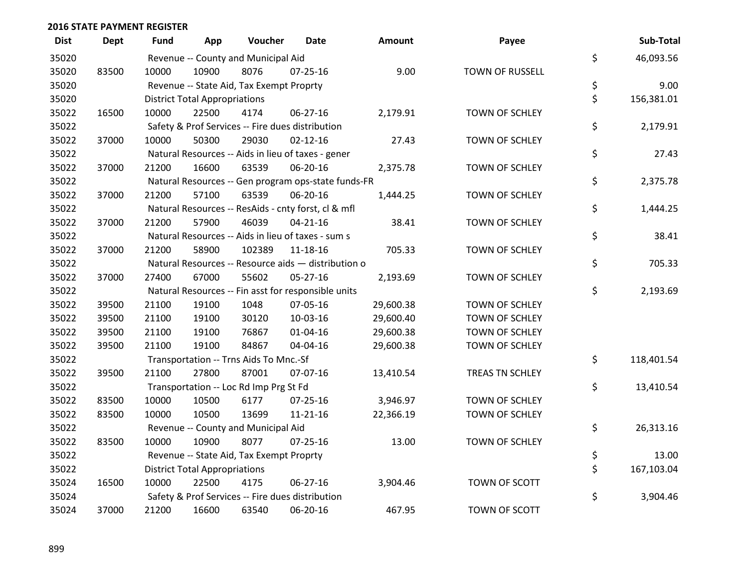## 2016 STATE PAYMENT REGISTER

| Dist | Dept | Fund | App | Voucher | Date | Amount | Payee | | Sub-Total |
|---|---|---|---|---|---|---|---|---|---|
| 35020 | | Revenue -- County and Municipal Aid | | | | | | $ | 46,093.56 |
| 35020 | 83500 | 10000 | 10900 | 8076 | 07-25-16 | 9.00 | TOWN OF RUSSELL | | |
| 35020 | | Revenue -- State Aid, Tax Exempt Proprty | | | | | | $ | 9.00 |
| 35020 | | District Total Appropriations | | | | | | $ | 156,381.01 |
| 35022 | 16500 | 10000 | 22500 | 4174 | 06-27-16 | 2,179.91 | TOWN OF SCHLEY | | |
| 35022 | | Safety & Prof Services -- Fire dues distribution | | | | | | $ | 2,179.91 |
| 35022 | 37000 | 10000 | 50300 | 29030 | 02-12-16 | 27.43 | TOWN OF SCHLEY | | |
| 35022 | | Natural Resources -- Aids in lieu of taxes - gener | | | | | | $ | 27.43 |
| 35022 | 37000 | 21200 | 16600 | 63539 | 06-20-16 | 2,375.78 | TOWN OF SCHLEY | | |
| 35022 | | Natural Resources -- Gen program ops-state funds-FR | | | | | | $ | 2,375.78 |
| 35022 | 37000 | 21200 | 57100 | 63539 | 06-20-16 | 1,444.25 | TOWN OF SCHLEY | | |
| 35022 | | Natural Resources -- ResAids - cnty forst, cl & mfl | | | | | | $ | 1,444.25 |
| 35022 | 37000 | 21200 | 57900 | 46039 | 04-21-16 | 38.41 | TOWN OF SCHLEY | | |
| 35022 | | Natural Resources -- Aids in lieu of taxes - sum s | | | | | | $ | 38.41 |
| 35022 | 37000 | 21200 | 58900 | 102389 | 11-18-16 | 705.33 | TOWN OF SCHLEY | | |
| 35022 | | Natural Resources -- Resource aids — distribution o | | | | | | $ | 705.33 |
| 35022 | 37000 | 27400 | 67000 | 55602 | 05-27-16 | 2,193.69 | TOWN OF SCHLEY | | |
| 35022 | | Natural Resources -- Fin asst for responsible units | | | | | | $ | 2,193.69 |
| 35022 | 39500 | 21100 | 19100 | 1048 | 07-05-16 | 29,600.38 | TOWN OF SCHLEY | | |
| 35022 | 39500 | 21100 | 19100 | 30120 | 10-03-16 | 29,600.40 | TOWN OF SCHLEY | | |
| 35022 | 39500 | 21100 | 19100 | 76867 | 01-04-16 | 29,600.38 | TOWN OF SCHLEY | | |
| 35022 | 39500 | 21100 | 19100 | 84867 | 04-04-16 | 29,600.38 | TOWN OF SCHLEY | | |
| 35022 | | Transportation -- Trns Aids To Mnc.-Sf | | | | | | $ | 118,401.54 |
| 35022 | 39500 | 21100 | 27800 | 87001 | 07-07-16 | 13,410.54 | TREAS TN SCHLEY | | |
| 35022 | | Transportation -- Loc Rd Imp Prg St Fd | | | | | | $ | 13,410.54 |
| 35022 | 83500 | 10000 | 10500 | 6177 | 07-25-16 | 3,946.97 | TOWN OF SCHLEY | | |
| 35022 | 83500 | 10000 | 10500 | 13699 | 11-21-16 | 22,366.19 | TOWN OF SCHLEY | | |
| 35022 | | Revenue -- County and Municipal Aid | | | | | | $ | 26,313.16 |
| 35022 | 83500 | 10000 | 10900 | 8077 | 07-25-16 | 13.00 | TOWN OF SCHLEY | | |
| 35022 | | Revenue -- State Aid, Tax Exempt Proprty | | | | | | $ | 13.00 |
| 35022 | | District Total Appropriations | | | | | | $ | 167,103.04 |
| 35024 | 16500 | 10000 | 22500 | 4175 | 06-27-16 | 3,904.46 | TOWN OF SCOTT | | |
| 35024 | | Safety & Prof Services -- Fire dues distribution | | | | | | $ | 3,904.46 |
| 35024 | 37000 | 21200 | 16600 | 63540 | 06-20-16 | 467.95 | TOWN OF SCOTT | | |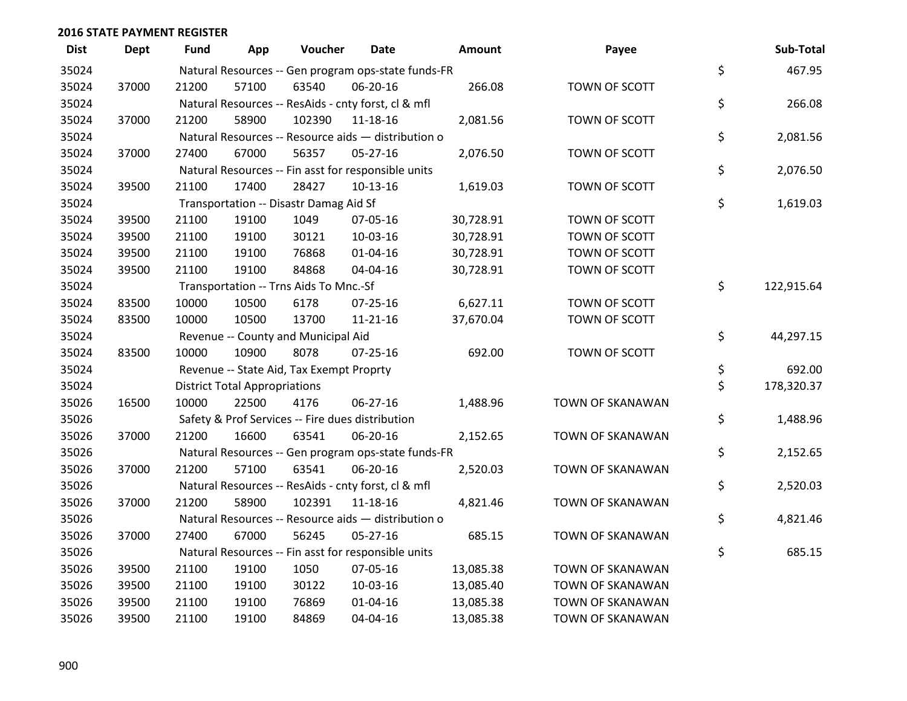## 2016 STATE PAYMENT REGISTER

| Dist | Dept | Fund | App | Voucher | Date | Amount | Payee | Sub-Total |
|---|---|---|---|---|---|---|---|---|
| 35024 | | Natural Resources -- Gen program ops-state funds-FR | | | | | | $ 467.95 |
| 35024 | 37000 | 21200 | 57100 | 63540 | 06-20-16 | 266.08 | TOWN OF SCOTT | |
| 35024 | | Natural Resources -- ResAids - cnty forst, cl & mfl | | | | | | $ 266.08 |
| 35024 | 37000 | 21200 | 58900 | 102390 | 11-18-16 | 2,081.56 | TOWN OF SCOTT | |
| 35024 | | Natural Resources -- Resource aids — distribution o | | | | | | $ 2,081.56 |
| 35024 | 37000 | 27400 | 67000 | 56357 | 05-27-16 | 2,076.50 | TOWN OF SCOTT | |
| 35024 | | Natural Resources -- Fin asst for responsible units | | | | | | $ 2,076.50 |
| 35024 | 39500 | 21100 | 17400 | 28427 | 10-13-16 | 1,619.03 | TOWN OF SCOTT | |
| 35024 | | Transportation -- Disastr Damag Aid Sf | | | | | | $ 1,619.03 |
| 35024 | 39500 | 21100 | 19100 | 1049 | 07-05-16 | 30,728.91 | TOWN OF SCOTT | |
| 35024 | 39500 | 21100 | 19100 | 30121 | 10-03-16 | 30,728.91 | TOWN OF SCOTT | |
| 35024 | 39500 | 21100 | 19100 | 76868 | 01-04-16 | 30,728.91 | TOWN OF SCOTT | |
| 35024 | 39500 | 21100 | 19100 | 84868 | 04-04-16 | 30,728.91 | TOWN OF SCOTT | |
| 35024 | | Transportation -- Trns Aids To Mnc.-Sf | | | | | | $ 122,915.64 |
| 35024 | 83500 | 10000 | 10500 | 6178 | 07-25-16 | 6,627.11 | TOWN OF SCOTT | |
| 35024 | 83500 | 10000 | 10500 | 13700 | 11-21-16 | 37,670.04 | TOWN OF SCOTT | |
| 35024 | | Revenue -- County and Municipal Aid | | | | | | $ 44,297.15 |
| 35024 | 83500 | 10000 | 10900 | 8078 | 07-25-16 | 692.00 | TOWN OF SCOTT | |
| 35024 | | Revenue -- State Aid, Tax Exempt Proprty | | | | | | $ 692.00 |
| 35024 | | District Total Appropriations | | | | | | $ 178,320.37 |
| 35026 | 16500 | 10000 | 22500 | 4176 | 06-27-16 | 1,488.96 | TOWN OF SKANAWAN | |
| 35026 | | Safety & Prof Services -- Fire dues distribution | | | | | | $ 1,488.96 |
| 35026 | 37000 | 21200 | 16600 | 63541 | 06-20-16 | 2,152.65 | TOWN OF SKANAWAN | |
| 35026 | | Natural Resources -- Gen program ops-state funds-FR | | | | | | $ 2,152.65 |
| 35026 | 37000 | 21200 | 57100 | 63541 | 06-20-16 | 2,520.03 | TOWN OF SKANAWAN | |
| 35026 | | Natural Resources -- ResAids - cnty forst, cl & mfl | | | | | | $ 2,520.03 |
| 35026 | 37000 | 21200 | 58900 | 102391 | 11-18-16 | 4,821.46 | TOWN OF SKANAWAN | |
| 35026 | | Natural Resources -- Resource aids — distribution o | | | | | | $ 4,821.46 |
| 35026 | 37000 | 27400 | 67000 | 56245 | 05-27-16 | 685.15 | TOWN OF SKANAWAN | |
| 35026 | | Natural Resources -- Fin asst for responsible units | | | | | | $ 685.15 |
| 35026 | 39500 | 21100 | 19100 | 1050 | 07-05-16 | 13,085.38 | TOWN OF SKANAWAN | |
| 35026 | 39500 | 21100 | 19100 | 30122 | 10-03-16 | 13,085.40 | TOWN OF SKANAWAN | |
| 35026 | 39500 | 21100 | 19100 | 76869 | 01-04-16 | 13,085.38 | TOWN OF SKANAWAN | |
| 35026 | 39500 | 21100 | 19100 | 84869 | 04-04-16 | 13,085.38 | TOWN OF SKANAWAN | |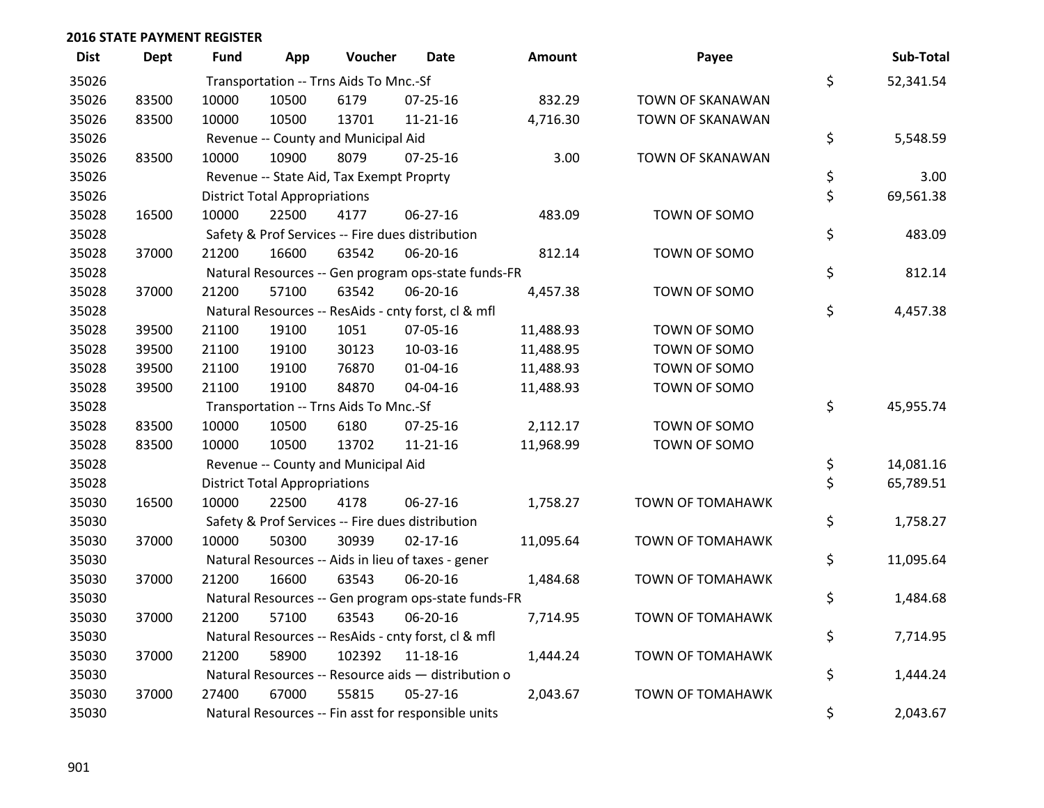## 2016 STATE PAYMENT REGISTER

| Dist | Dept | Fund | App | Voucher | Date | Amount | Payee | | Sub-Total |
|---|---|---|---|---|---|---|---|---|---|
| 35026 | | Transportation -- Trns Aids To Mnc.-Sf | | | | | | $ | 52,341.54 |
| 35026 | 83500 | 10000 | 10500 | 6179 | 07-25-16 | 832.29 | TOWN OF SKANAWAN | | |
| 35026 | 83500 | 10000 | 10500 | 13701 | 11-21-16 | 4,716.30 | TOWN OF SKANAWAN | | |
| 35026 | | Revenue -- County and Municipal Aid | | | | | | $ | 5,548.59 |
| 35026 | 83500 | 10000 | 10900 | 8079 | 07-25-16 | 3.00 | TOWN OF SKANAWAN | | |
| 35026 | | Revenue -- State Aid, Tax Exempt Proprty | | | | | | $ | 3.00 |
| 35026 | | District Total Appropriations | | | | | | $ | 69,561.38 |
| 35028 | 16500 | 10000 | 22500 | 4177 | 06-27-16 | 483.09 | TOWN OF SOMO | | |
| 35028 | | Safety & Prof Services -- Fire dues distribution | | | | | | $ | 483.09 |
| 35028 | 37000 | 21200 | 16600 | 63542 | 06-20-16 | 812.14 | TOWN OF SOMO | | |
| 35028 | | Natural Resources -- Gen program ops-state funds-FR | | | | | | $ | 812.14 |
| 35028 | 37000 | 21200 | 57100 | 63542 | 06-20-16 | 4,457.38 | TOWN OF SOMO | | |
| 35028 | | Natural Resources -- ResAids - cnty forst, cl & mfl | | | | | | $ | 4,457.38 |
| 35028 | 39500 | 21100 | 19100 | 1051 | 07-05-16 | 11,488.93 | TOWN OF SOMO | | |
| 35028 | 39500 | 21100 | 19100 | 30123 | 10-03-16 | 11,488.95 | TOWN OF SOMO | | |
| 35028 | 39500 | 21100 | 19100 | 76870 | 01-04-16 | 11,488.93 | TOWN OF SOMO | | |
| 35028 | 39500 | 21100 | 19100 | 84870 | 04-04-16 | 11,488.93 | TOWN OF SOMO | | |
| 35028 | | Transportation -- Trns Aids To Mnc.-Sf | | | | | | $ | 45,955.74 |
| 35028 | 83500 | 10000 | 10500 | 6180 | 07-25-16 | 2,112.17 | TOWN OF SOMO | | |
| 35028 | 83500 | 10000 | 10500 | 13702 | 11-21-16 | 11,968.99 | TOWN OF SOMO | | |
| 35028 | | Revenue -- County and Municipal Aid | | | | | | $ | 14,081.16 |
| 35028 | | District Total Appropriations | | | | | | $ | 65,789.51 |
| 35030 | 16500 | 10000 | 22500 | 4178 | 06-27-16 | 1,758.27 | TOWN OF TOMAHAWK | | |
| 35030 | | Safety & Prof Services -- Fire dues distribution | | | | | | $ | 1,758.27 |
| 35030 | 37000 | 10000 | 50300 | 30939 | 02-17-16 | 11,095.64 | TOWN OF TOMAHAWK | | |
| 35030 | | Natural Resources -- Aids in lieu of taxes - gener | | | | | | $ | 11,095.64 |
| 35030 | 37000 | 21200 | 16600 | 63543 | 06-20-16 | 1,484.68 | TOWN OF TOMAHAWK | | |
| 35030 | | Natural Resources -- Gen program ops-state funds-FR | | | | | | $ | 1,484.68 |
| 35030 | 37000 | 21200 | 57100 | 63543 | 06-20-16 | 7,714.95 | TOWN OF TOMAHAWK | | |
| 35030 | | Natural Resources -- ResAids - cnty forst, cl & mfl | | | | | | $ | 7,714.95 |
| 35030 | 37000 | 21200 | 58900 | 102392 | 11-18-16 | 1,444.24 | TOWN OF TOMAHAWK | | |
| 35030 | | Natural Resources -- Resource aids — distribution o | | | | | | $ | 1,444.24 |
| 35030 | 37000 | 27400 | 67000 | 55815 | 05-27-16 | 2,043.67 | TOWN OF TOMAHAWK | | |
| 35030 | | Natural Resources -- Fin asst for responsible units | | | | | | $ | 2,043.67 |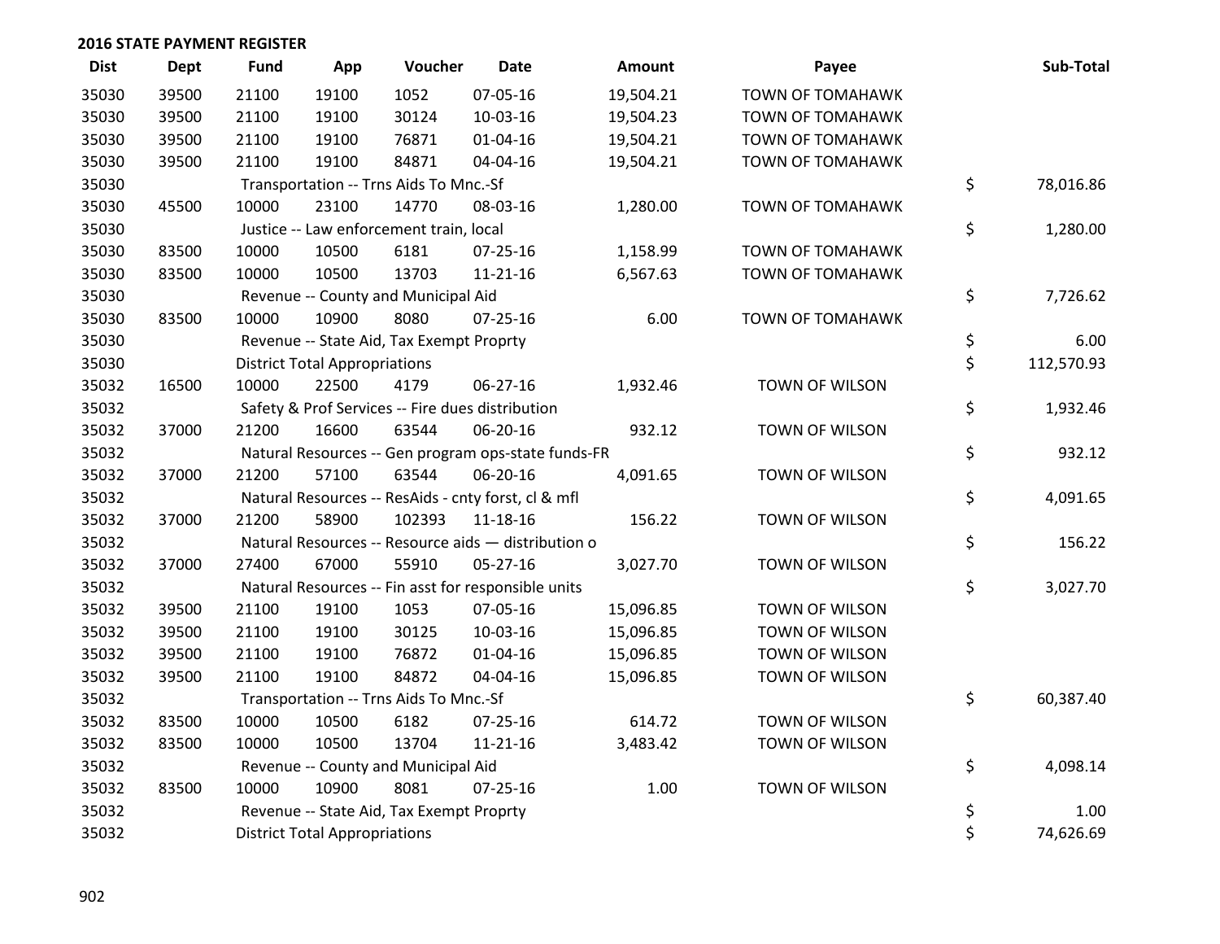## 2016 STATE PAYMENT REGISTER

| Dist | Dept | Fund | App | Voucher | Date | Amount | Payee | Sub-Total |
|---|---|---|---|---|---|---|---|---|
| 35030 | 39500 | 21100 | 19100 | 1052 | 07-05-16 | 19,504.21 | TOWN OF TOMAHAWK | |
| 35030 | 39500 | 21100 | 19100 | 30124 | 10-03-16 | 19,504.23 | TOWN OF TOMAHAWK | |
| 35030 | 39500 | 21100 | 19100 | 76871 | 01-04-16 | 19,504.21 | TOWN OF TOMAHAWK | |
| 35030 | 39500 | 21100 | 19100 | 84871 | 04-04-16 | 19,504.21 | TOWN OF TOMAHAWK | |
| 35030 | | Transportation -- Trns Aids To Mnc.-Sf | | | | | | $ 78,016.86 |
| 35030 | 45500 | 10000 | 23100 | 14770 | 08-03-16 | 1,280.00 | TOWN OF TOMAHAWK | |
| 35030 | | Justice -- Law enforcement train, local | | | | | | $ 1,280.00 |
| 35030 | 83500 | 10000 | 10500 | 6181 | 07-25-16 | 1,158.99 | TOWN OF TOMAHAWK | |
| 35030 | 83500 | 10000 | 10500 | 13703 | 11-21-16 | 6,567.63 | TOWN OF TOMAHAWK | |
| 35030 | | Revenue -- County and Municipal Aid | | | | | | $ 7,726.62 |
| 35030 | 83500 | 10000 | 10900 | 8080 | 07-25-16 | 6.00 | TOWN OF TOMAHAWK | |
| 35030 | | Revenue -- State Aid, Tax Exempt Proprty | | | | | | $ 6.00 |
| 35030 | | District Total Appropriations | | | | | | $ 112,570.93 |
| 35032 | 16500 | 10000 | 22500 | 4179 | 06-27-16 | 1,932.46 | TOWN OF WILSON | |
| 35032 | | Safety & Prof Services -- Fire dues distribution | | | | | | $ 1,932.46 |
| 35032 | 37000 | 21200 | 16600 | 63544 | 06-20-16 | 932.12 | TOWN OF WILSON | |
| 35032 | | Natural Resources -- Gen program ops-state funds-FR | | | | | | $ 932.12 |
| 35032 | 37000 | 21200 | 57100 | 63544 | 06-20-16 | 4,091.65 | TOWN OF WILSON | |
| 35032 | | Natural Resources -- ResAids - cnty forst, cl & mfl | | | | | | $ 4,091.65 |
| 35032 | 37000 | 21200 | 58900 | 102393 | 11-18-16 | 156.22 | TOWN OF WILSON | |
| 35032 | | Natural Resources -- Resource aids — distribution o | | | | | | $ 156.22 |
| 35032 | 37000 | 27400 | 67000 | 55910 | 05-27-16 | 3,027.70 | TOWN OF WILSON | |
| 35032 | | Natural Resources -- Fin asst for responsible units | | | | | | $ 3,027.70 |
| 35032 | 39500 | 21100 | 19100 | 1053 | 07-05-16 | 15,096.85 | TOWN OF WILSON | |
| 35032 | 39500 | 21100 | 19100 | 30125 | 10-03-16 | 15,096.85 | TOWN OF WILSON | |
| 35032 | 39500 | 21100 | 19100 | 76872 | 01-04-16 | 15,096.85 | TOWN OF WILSON | |
| 35032 | 39500 | 21100 | 19100 | 84872 | 04-04-16 | 15,096.85 | TOWN OF WILSON | |
| 35032 | | Transportation -- Trns Aids To Mnc.-Sf | | | | | | $ 60,387.40 |
| 35032 | 83500 | 10000 | 10500 | 6182 | 07-25-16 | 614.72 | TOWN OF WILSON | |
| 35032 | 83500 | 10000 | 10500 | 13704 | 11-21-16 | 3,483.42 | TOWN OF WILSON | |
| 35032 | | Revenue -- County and Municipal Aid | | | | | | $ 4,098.14 |
| 35032 | 83500 | 10000 | 10900 | 8081 | 07-25-16 | 1.00 | TOWN OF WILSON | |
| 35032 | | Revenue -- State Aid, Tax Exempt Proprty | | | | | | $ 1.00 |
| 35032 | | District Total Appropriations | | | | | | $ 74,626.69 |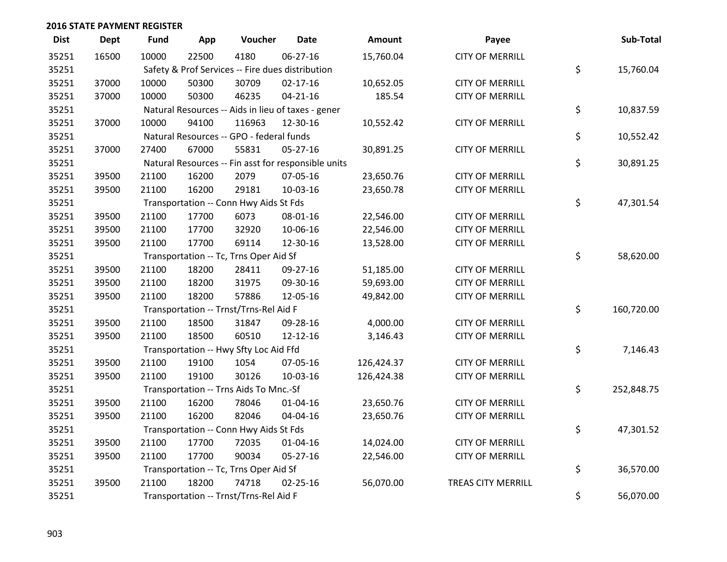## 2016 STATE PAYMENT REGISTER

| Dist | Dept | Fund | App | Voucher | Date | Amount | Payee | Sub-Total |
|---|---|---|---|---|---|---|---|---|
| 35251 | 16500 | 10000 | 22500 | 4180 | 06-27-16 | 15,760.04 | CITY OF MERRILL | |
| 35251 | | Safety & Prof Services -- Fire dues distribution | | | | | | $ 15,760.04 |
| 35251 | 37000 | 10000 | 50300 | 30709 | 02-17-16 | 10,652.05 | CITY OF MERRILL | |
| 35251 | 37000 | 10000 | 50300 | 46235 | 04-21-16 | 185.54 | CITY OF MERRILL | |
| 35251 | | Natural Resources -- Aids in lieu of taxes - gener | | | | | | $ 10,837.59 |
| 35251 | 37000 | 10000 | 94100 | 116963 | 12-30-16 | 10,552.42 | CITY OF MERRILL | |
| 35251 | | Natural Resources -- GPO - federal funds | | | | | | $ 10,552.42 |
| 35251 | 37000 | 27400 | 67000 | 55831 | 05-27-16 | 30,891.25 | CITY OF MERRILL | |
| 35251 | | Natural Resources -- Fin asst for responsible units | | | | | | $ 30,891.25 |
| 35251 | 39500 | 21100 | 16200 | 2079 | 07-05-16 | 23,650.76 | CITY OF MERRILL | |
| 35251 | 39500 | 21100 | 16200 | 29181 | 10-03-16 | 23,650.78 | CITY OF MERRILL | |
| 35251 | | Transportation -- Conn Hwy Aids St Fds | | | | | | $ 47,301.54 |
| 35251 | 39500 | 21100 | 17700 | 6073 | 08-01-16 | 22,546.00 | CITY OF MERRILL | |
| 35251 | 39500 | 21100 | 17700 | 32920 | 10-06-16 | 22,546.00 | CITY OF MERRILL | |
| 35251 | 39500 | 21100 | 17700 | 69114 | 12-30-16 | 13,528.00 | CITY OF MERRILL | |
| 35251 | | Transportation -- Tc, Trns Oper Aid Sf | | | | | | $ 58,620.00 |
| 35251 | 39500 | 21100 | 18200 | 28411 | 09-27-16 | 51,185.00 | CITY OF MERRILL | |
| 35251 | 39500 | 21100 | 18200 | 31975 | 09-30-16 | 59,693.00 | CITY OF MERRILL | |
| 35251 | 39500 | 21100 | 18200 | 57886 | 12-05-16 | 49,842.00 | CITY OF MERRILL | |
| 35251 | | Transportation -- Trnst/Trns-Rel Aid F | | | | | | $ 160,720.00 |
| 35251 | 39500 | 21100 | 18500 | 31847 | 09-28-16 | 4,000.00 | CITY OF MERRILL | |
| 35251 | 39500 | 21100 | 18500 | 60510 | 12-12-16 | 3,146.43 | CITY OF MERRILL | |
| 35251 | | Transportation -- Hwy Sfty Loc Aid Ffd | | | | | | $ 7,146.43 |
| 35251 | 39500 | 21100 | 19100 | 1054 | 07-05-16 | 126,424.37 | CITY OF MERRILL | |
| 35251 | 39500 | 21100 | 19100 | 30126 | 10-03-16 | 126,424.38 | CITY OF MERRILL | |
| 35251 | | Transportation -- Trns Aids To Mnc.-Sf | | | | | | $ 252,848.75 |
| 35251 | 39500 | 21100 | 16200 | 78046 | 01-04-16 | 23,650.76 | CITY OF MERRILL | |
| 35251 | 39500 | 21100 | 16200 | 82046 | 04-04-16 | 23,650.76 | CITY OF MERRILL | |
| 35251 | | Transportation -- Conn Hwy Aids St Fds | | | | | | $ 47,301.52 |
| 35251 | 39500 | 21100 | 17700 | 72035 | 01-04-16 | 14,024.00 | CITY OF MERRILL | |
| 35251 | 39500 | 21100 | 17700 | 90034 | 05-27-16 | 22,546.00 | CITY OF MERRILL | |
| 35251 | | Transportation -- Tc, Trns Oper Aid Sf | | | | | | $ 36,570.00 |
| 35251 | 39500 | 21100 | 18200 | 74718 | 02-25-16 | 56,070.00 | TREAS CITY MERRILL | |
| 35251 | | Transportation -- Trnst/Trns-Rel Aid F | | | | | | $ 56,070.00 |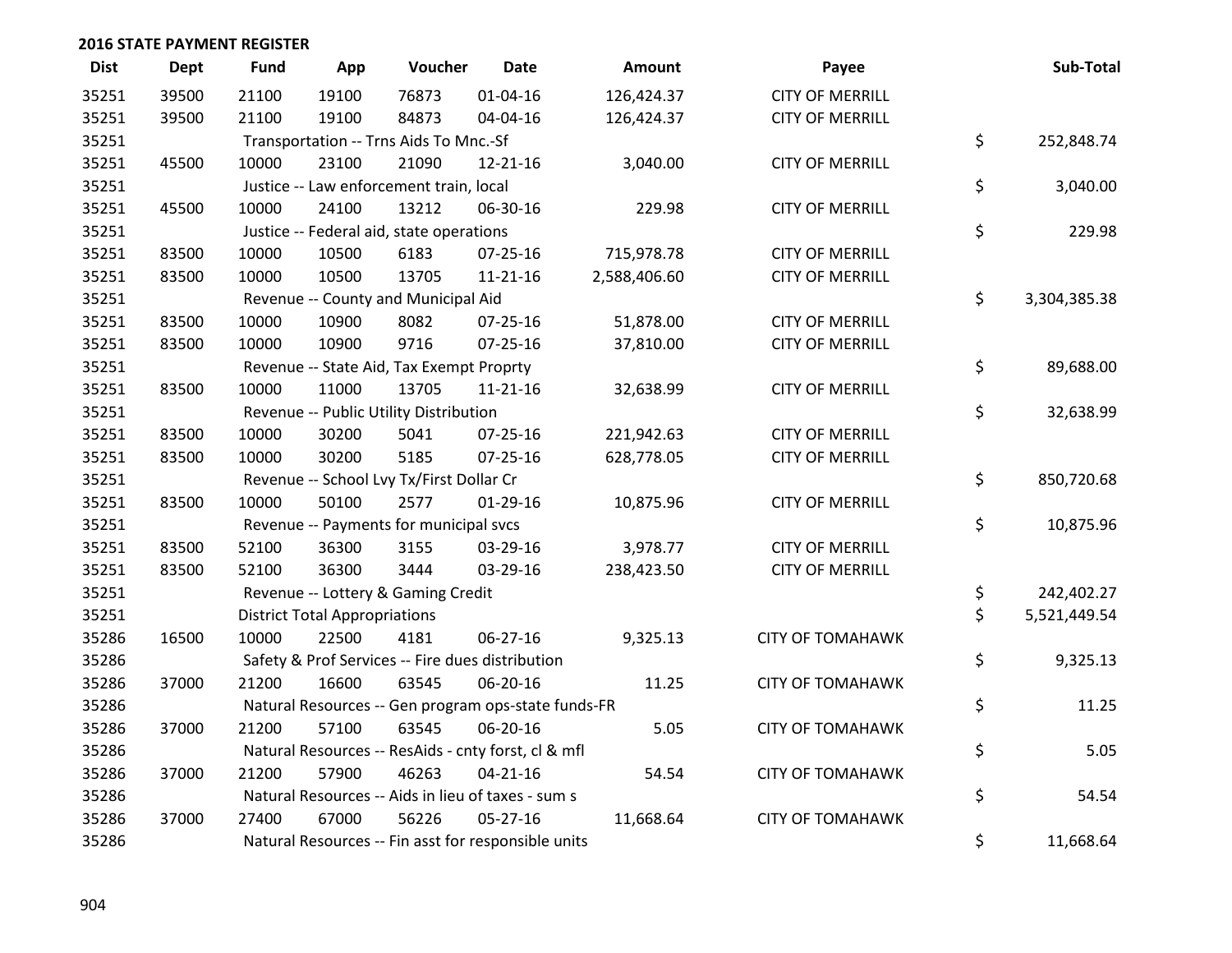## 2016 STATE PAYMENT REGISTER

| Dist | Dept | Fund | App | Voucher | Date | Amount | Payee | Sub-Total |
|---|---|---|---|---|---|---|---|---|
| 35251 | 39500 | 21100 | 19100 | 76873 | 01-04-16 | 126,424.37 | CITY OF MERRILL | |
| 35251 | 39500 | 21100 | 19100 | 84873 | 04-04-16 | 126,424.37 | CITY OF MERRILL | |
| 35251 | | Transportation -- Trns Aids To Mnc.-Sf | | | | | | $ 252,848.74 |
| 35251 | 45500 | 10000 | 23100 | 21090 | 12-21-16 | 3,040.00 | CITY OF MERRILL | |
| 35251 | | Justice -- Law enforcement train, local | | | | | | $ 3,040.00 |
| 35251 | 45500 | 10000 | 24100 | 13212 | 06-30-16 | 229.98 | CITY OF MERRILL | |
| 35251 | | Justice -- Federal aid, state operations | | | | | | $ 229.98 |
| 35251 | 83500 | 10000 | 10500 | 6183 | 07-25-16 | 715,978.78 | CITY OF MERRILL | |
| 35251 | 83500 | 10000 | 10500 | 13705 | 11-21-16 | 2,588,406.60 | CITY OF MERRILL | |
| 35251 | | Revenue -- County and Municipal Aid | | | | | | $ 3,304,385.38 |
| 35251 | 83500 | 10000 | 10900 | 8082 | 07-25-16 | 51,878.00 | CITY OF MERRILL | |
| 35251 | 83500 | 10000 | 10900 | 9716 | 07-25-16 | 37,810.00 | CITY OF MERRILL | |
| 35251 | | Revenue -- State Aid, Tax Exempt Proprty | | | | | | $ 89,688.00 |
| 35251 | 83500 | 10000 | 11000 | 13705 | 11-21-16 | 32,638.99 | CITY OF MERRILL | |
| 35251 | | Revenue -- Public Utility Distribution | | | | | | $ 32,638.99 |
| 35251 | 83500 | 10000 | 30200 | 5041 | 07-25-16 | 221,942.63 | CITY OF MERRILL | |
| 35251 | 83500 | 10000 | 30200 | 5185 | 07-25-16 | 628,778.05 | CITY OF MERRILL | |
| 35251 | | Revenue -- School Lvy Tx/First Dollar Cr | | | | | | $ 850,720.68 |
| 35251 | 83500 | 10000 | 50100 | 2577 | 01-29-16 | 10,875.96 | CITY OF MERRILL | |
| 35251 | | Revenue -- Payments for municipal svcs | | | | | | $ 10,875.96 |
| 35251 | 83500 | 52100 | 36300 | 3155 | 03-29-16 | 3,978.77 | CITY OF MERRILL | |
| 35251 | 83500 | 52100 | 36300 | 3444 | 03-29-16 | 238,423.50 | CITY OF MERRILL | |
| 35251 | | Revenue -- Lottery & Gaming Credit | | | | | | $ 242,402.27 |
| 35251 | | District Total Appropriations | | | | | | $ 5,521,449.54 |
| 35286 | 16500 | 10000 | 22500 | 4181 | 06-27-16 | 9,325.13 | CITY OF TOMAHAWK | |
| 35286 | | Safety & Prof Services -- Fire dues distribution | | | | | | $ 9,325.13 |
| 35286 | 37000 | 21200 | 16600 | 63545 | 06-20-16 | 11.25 | CITY OF TOMAHAWK | |
| 35286 | | Natural Resources -- Gen program ops-state funds-FR | | | | | | $ 11.25 |
| 35286 | 37000 | 21200 | 57100 | 63545 | 06-20-16 | 5.05 | CITY OF TOMAHAWK | |
| 35286 | | Natural Resources -- ResAids - cnty forst, cl & mfl | | | | | | $ 5.05 |
| 35286 | 37000 | 21200 | 57900 | 46263 | 04-21-16 | 54.54 | CITY OF TOMAHAWK | |
| 35286 | | Natural Resources -- Aids in lieu of taxes - sum s | | | | | | $ 54.54 |
| 35286 | 37000 | 27400 | 67000 | 56226 | 05-27-16 | 11,668.64 | CITY OF TOMAHAWK | |
| 35286 | | Natural Resources -- Fin asst for responsible units | | | | | | $ 11,668.64 |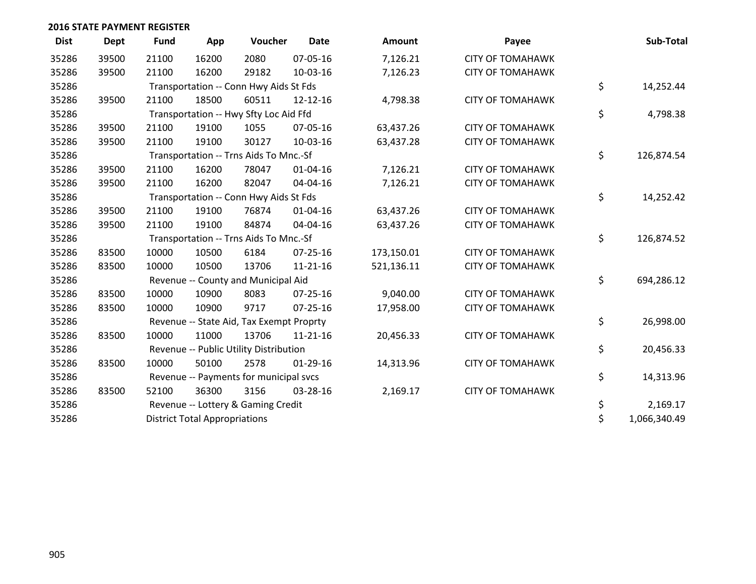## 2016 STATE PAYMENT REGISTER

| Dist | Dept | Fund | App | Voucher | Date | Amount | Payee | Sub-Total |
|---|---|---|---|---|---|---|---|---|
| 35286 | 39500 | 21100 | 16200 | 2080 | 07-05-16 | 7,126.21 | CITY OF TOMAHAWK | |
| 35286 | 39500 | 21100 | 16200 | 29182 | 10-03-16 | 7,126.23 | CITY OF TOMAHAWK | |
| 35286 | | Transportation -- Conn Hwy Aids St Fds | | | | | | $ 14,252.44 |
| 35286 | 39500 | 21100 | 18500 | 60511 | 12-12-16 | 4,798.38 | CITY OF TOMAHAWK | |
| 35286 | | Transportation -- Hwy Sfty Loc Aid Ffd | | | | | | $ 4,798.38 |
| 35286 | 39500 | 21100 | 19100 | 1055 | 07-05-16 | 63,437.26 | CITY OF TOMAHAWK | |
| 35286 | 39500 | 21100 | 19100 | 30127 | 10-03-16 | 63,437.28 | CITY OF TOMAHAWK | |
| 35286 | | Transportation -- Trns Aids To Mnc.-Sf | | | | | | $ 126,874.54 |
| 35286 | 39500 | 21100 | 16200 | 78047 | 01-04-16 | 7,126.21 | CITY OF TOMAHAWK | |
| 35286 | 39500 | 21100 | 16200 | 82047 | 04-04-16 | 7,126.21 | CITY OF TOMAHAWK | |
| 35286 | | Transportation -- Conn Hwy Aids St Fds | | | | | | $ 14,252.42 |
| 35286 | 39500 | 21100 | 19100 | 76874 | 01-04-16 | 63,437.26 | CITY OF TOMAHAWK | |
| 35286 | 39500 | 21100 | 19100 | 84874 | 04-04-16 | 63,437.26 | CITY OF TOMAHAWK | |
| 35286 | | Transportation -- Trns Aids To Mnc.-Sf | | | | | | $ 126,874.52 |
| 35286 | 83500 | 10000 | 10500 | 6184 | 07-25-16 | 173,150.01 | CITY OF TOMAHAWK | |
| 35286 | 83500 | 10000 | 10500 | 13706 | 11-21-16 | 521,136.11 | CITY OF TOMAHAWK | |
| 35286 | | Revenue -- County and Municipal Aid | | | | | | $ 694,286.12 |
| 35286 | 83500 | 10000 | 10900 | 8083 | 07-25-16 | 9,040.00 | CITY OF TOMAHAWK | |
| 35286 | 83500 | 10000 | 10900 | 9717 | 07-25-16 | 17,958.00 | CITY OF TOMAHAWK | |
| 35286 | | Revenue -- State Aid, Tax Exempt Proprty | | | | | | $ 26,998.00 |
| 35286 | 83500 | 10000 | 11000 | 13706 | 11-21-16 | 20,456.33 | CITY OF TOMAHAWK | |
| 35286 | | Revenue -- Public Utility Distribution | | | | | | $ 20,456.33 |
| 35286 | 83500 | 10000 | 50100 | 2578 | 01-29-16 | 14,313.96 | CITY OF TOMAHAWK | |
| 35286 | | Revenue -- Payments for municipal svcs | | | | | | $ 14,313.96 |
| 35286 | 83500 | 52100 | 36300 | 3156 | 03-28-16 | 2,169.17 | CITY OF TOMAHAWK | |
| 35286 | | Revenue -- Lottery & Gaming Credit | | | | | | $ 2,169.17 |
| 35286 | | District Total Appropriations | | | | | | $ 1,066,340.49 |